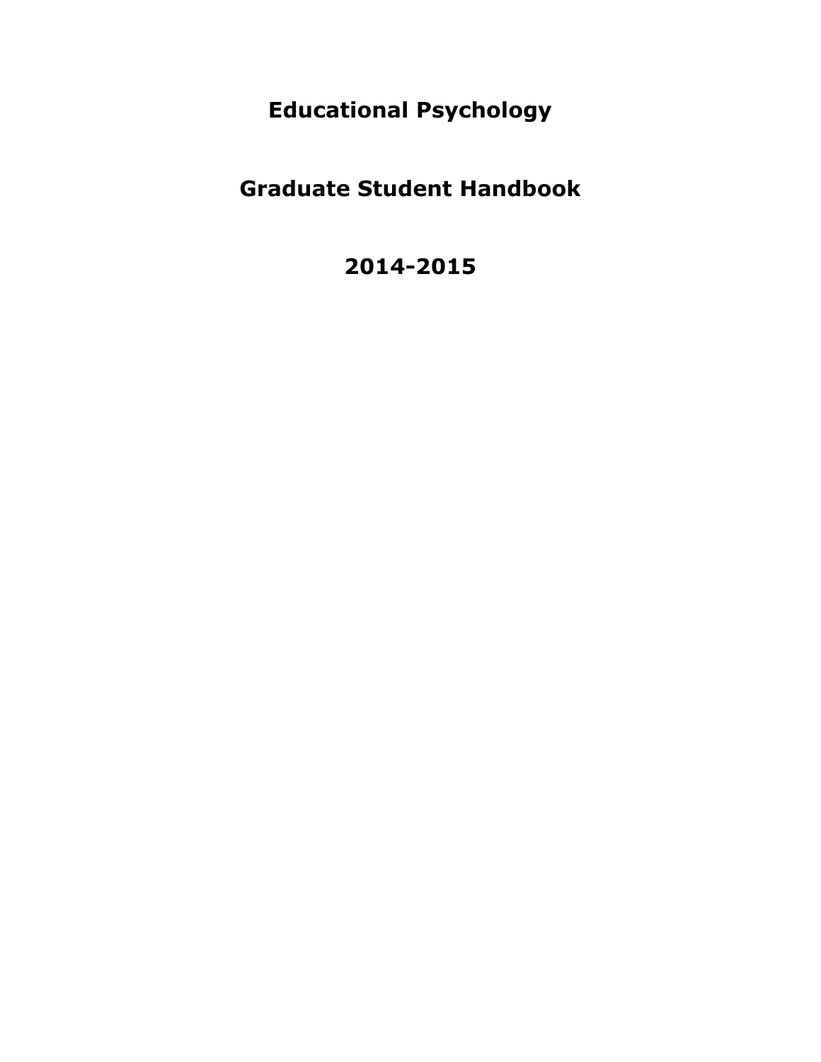# Educational Psychology

# Graduate Student Handbook

# 2014-2015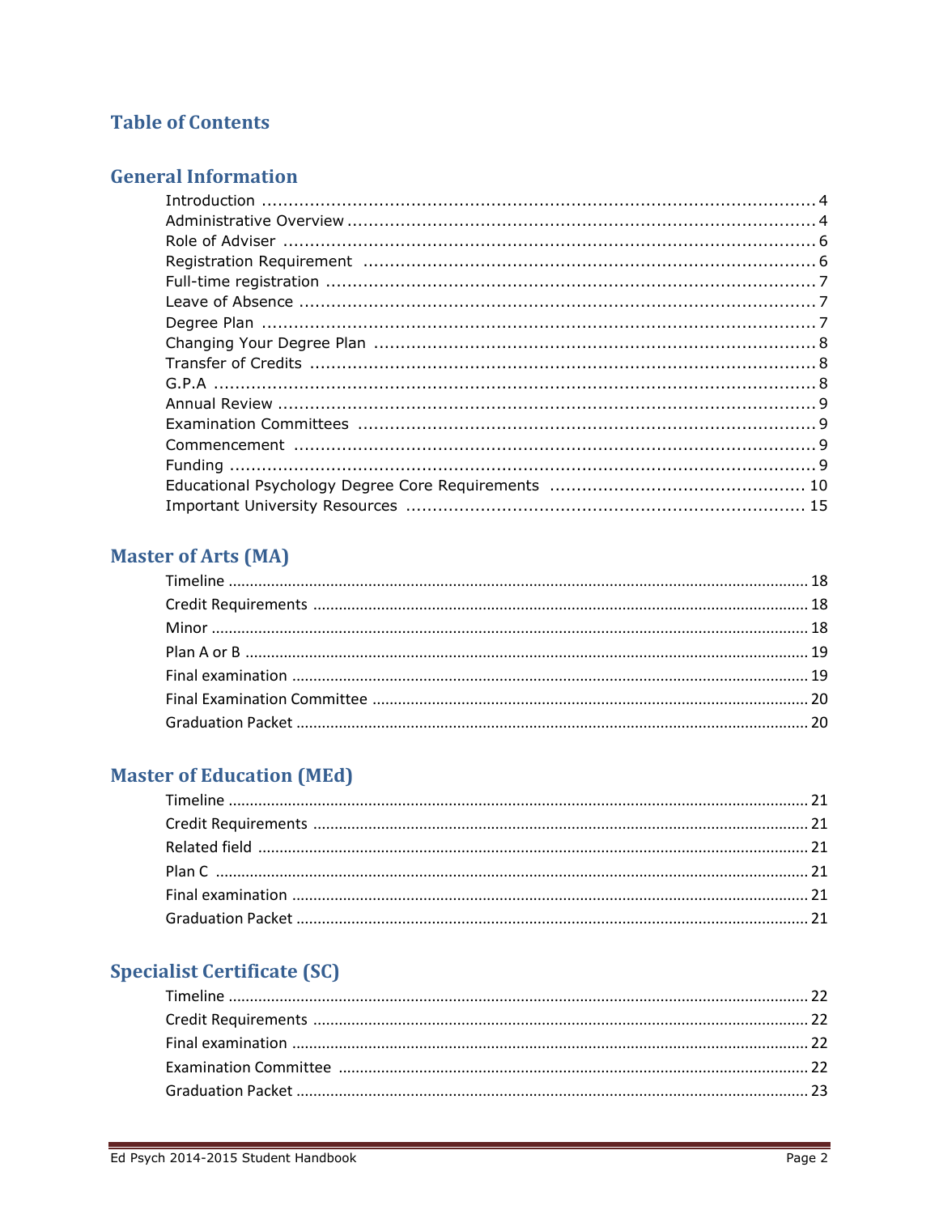# Table of Contents

## General Information

Introduction ........................................................................................................ 4
Administrative Overview ....................................................................................... 4
Role of Adviser .................................................................................................... 6
Registration Requirement ..................................................................................... 6
Full-time registration ............................................................................................ 7
Leave of Absence ................................................................................................. 7
Degree Plan ......................................................................................................... 7
Changing Your Degree Plan .................................................................................. 8
Transfer of Credits ............................................................................................... 8
G.P.A .................................................................................................................. 8
Annual Review ..................................................................................................... 9
Examination Committees ...................................................................................... 9
Commencement .................................................................................................. 9
Funding ............................................................................................................... 9
Educational Psychology Degree Core Requirements ................................................ 10
Important University Resources ........................................................................... 15

## Master of Arts (MA)

Timeline ............................................................................................................. 18
Credit Requirements ........................................................................................... 18
Minor ................................................................................................................. 18
Plan A or B ......................................................................................................... 19
Final examination ............................................................................................... 19
Final Examination Committee ............................................................................... 20
Graduation Packet .............................................................................................. 20

## Master of Education (MEd)

Timeline ............................................................................................................. 21
Credit Requirements ........................................................................................... 21
Related field ....................................................................................................... 21
Plan C ................................................................................................................ 21
Final examination ............................................................................................... 21
Graduation Packet .............................................................................................. 21

## Specialist Certificate (SC)

Timeline ............................................................................................................. 22
Credit Requirements ........................................................................................... 22
Final examination ............................................................................................... 22
Examination Committee ....................................................................................... 22
Graduation Packet .............................................................................................. 23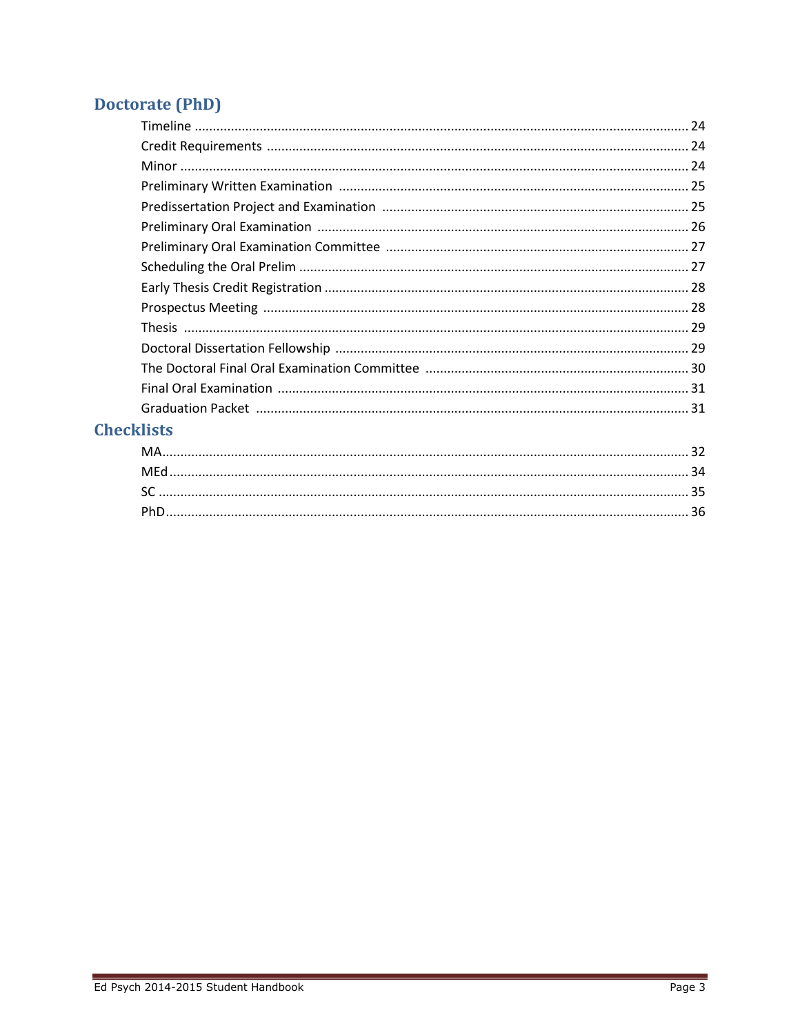## Doctorate (PhD)

Timeline ........................................................................................................................ 24
Credit Requirements ..................................................................................................... 24
Minor ............................................................................................................................. 24
Preliminary Written Examination .................................................................................. 25
Predissertation Project and Examination ..................................................................... 25
Preliminary Oral Examination ....................................................................................... 26
Preliminary Oral Examination Committee .................................................................... 27
Scheduling the Oral Prelim ............................................................................................ 27
Early Thesis Credit Registration ..................................................................................... 28
Prospectus Meeting ...................................................................................................... 28
Thesis ............................................................................................................................. 29
Doctoral Dissertation Fellowship .................................................................................. 29
The Doctoral Final Oral Examination Committee ......................................................... 30
Final Oral Examination .................................................................................................. 31
Graduation Packet ......................................................................................................... 31

## Checklists

MA.................................................................................................................................. 32
MEd................................................................................................................................ 34
SC ................................................................................................................................... 35
PhD................................................................................................................................. 36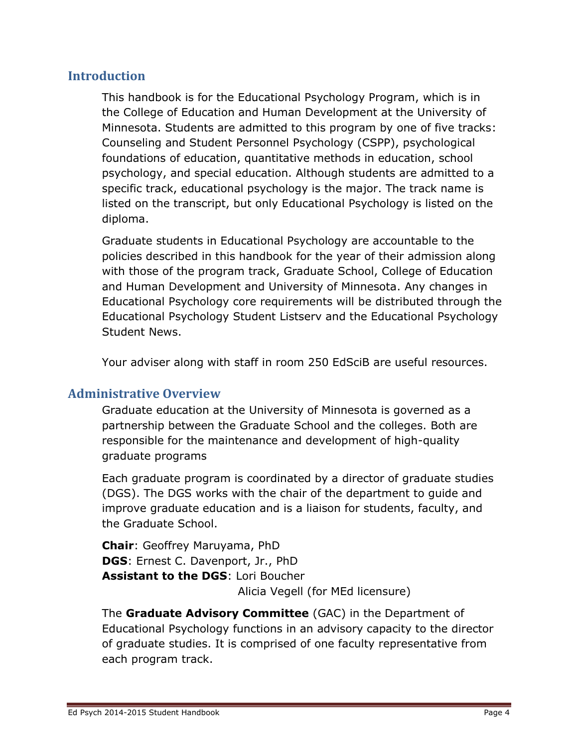## Introduction

This handbook is for the Educational Psychology Program, which is in the College of Education and Human Development at the University of Minnesota. Students are admitted to this program by one of five tracks: Counseling and Student Personnel Psychology (CSPP), psychological foundations of education, quantitative methods in education, school psychology, and special education. Although students are admitted to a specific track, educational psychology is the major. The track name is listed on the transcript, but only Educational Psychology is listed on the diploma.

Graduate students in Educational Psychology are accountable to the policies described in this handbook for the year of their admission along with those of the program track, Graduate School, College of Education and Human Development and University of Minnesota. Any changes in Educational Psychology core requirements will be distributed through the Educational Psychology Student Listserv and the Educational Psychology Student News.

Your adviser along with staff in room 250 EdSciB are useful resources.

## Administrative Overview

Graduate education at the University of Minnesota is governed as a partnership between the Graduate School and the colleges. Both are responsible for the maintenance and development of high-quality graduate programs

Each graduate program is coordinated by a director of graduate studies (DGS). The DGS works with the chair of the department to guide and improve graduate education and is a liaison for students, faculty, and the Graduate School.

**Chair**: Geoffrey Maruyama, PhD
**DGS**: Ernest C. Davenport, Jr., PhD
**Assistant to the DGS**: Lori Boucher
Alicia Vegell (for MEd licensure)

The **Graduate Advisory Committee** (GAC) in the Department of Educational Psychology functions in an advisory capacity to the director of graduate studies. It is comprised of one faculty representative from each program track.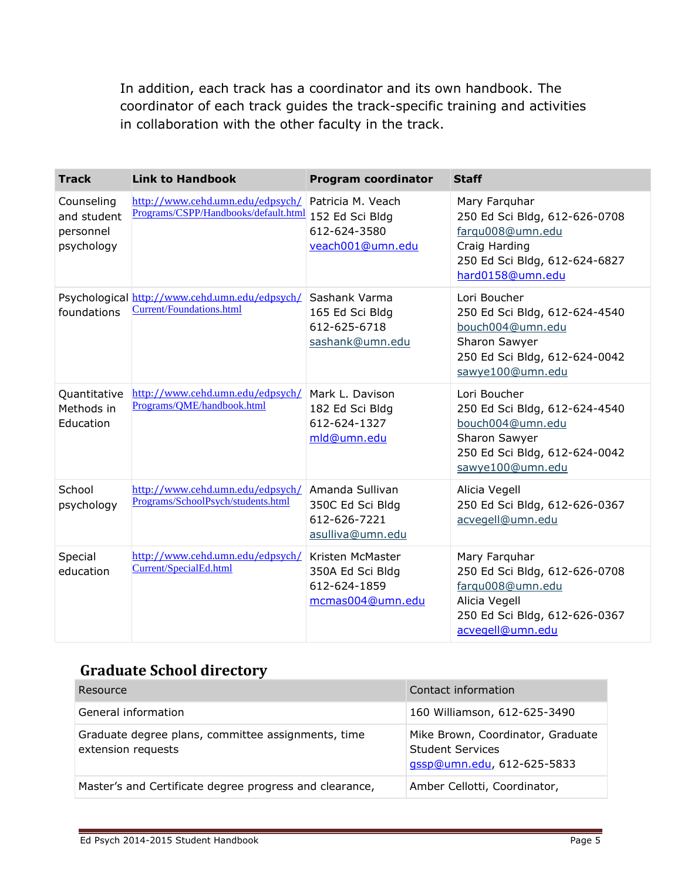In addition, each track has a coordinator and its own handbook. The coordinator of each track guides the track-specific training and activities in collaboration with the other faculty in the track.

| Track | Link to Handbook | Program coordinator | Staff |
|---|---|---|---|
| Counseling and student personnel psychology | http://www.cehd.umn.edu/edpsych/Programs/CSPP/Handbooks/default.html | Patricia M. Veach<br>152 Ed Sci Bldg<br>612-624-3580<br>veach001@umn.edu | Mary Farquhar<br>250 Ed Sci Bldg, 612-626-0708<br>farqu008@umn.edu<br>Craig Harding<br>250 Ed Sci Bldg, 612-624-6827<br>hard0158@umn.edu |
| Psychological foundations | http://www.cehd.umn.edu/edpsych/Current/Foundations.html | Sashank Varma<br>165 Ed Sci Bldg<br>612-625-6718<br>sashank@umn.edu | Lori Boucher<br>250 Ed Sci Bldg, 612-624-4540<br>bouch004@umn.edu<br>Sharon Sawyer<br>250 Ed Sci Bldg, 612-624-0042<br>sawye100@umn.edu |
| Quantitative Methods in Education | http://www.cehd.umn.edu/edpsych/Programs/QME/handbook.html | Mark L. Davison<br>182 Ed Sci Bldg<br>612-624-1327<br>mld@umn.edu | Lori Boucher<br>250 Ed Sci Bldg, 612-624-4540<br>bouch004@umn.edu<br>Sharon Sawyer<br>250 Ed Sci Bldg, 612-624-0042<br>sawye100@umn.edu |
| School psychology | http://www.cehd.umn.edu/edpsych/Programs/SchoolPsych/students.html | Amanda Sullivan<br>350C Ed Sci Bldg<br>612-626-7221<br>asulliva@umn.edu | Alicia Vegell<br>250 Ed Sci Bldg, 612-626-0367<br>acvegell@umn.edu |
| Special education | http://www.cehd.umn.edu/edpsych/Current/SpecialEd.html | Kristen McMaster<br>350A Ed Sci Bldg<br>612-624-1859<br>mcmas004@umn.edu | Mary Farquhar<br>250 Ed Sci Bldg, 612-626-0708<br>farqu008@umn.edu<br>Alicia Vegell<br>250 Ed Sci Bldg, 612-626-0367<br>acvegell@umn.edu |

## Graduate School directory

| Resource | Contact information |
|---|---|
| General information | 160 Williamson, 612-625-3490 |
| Graduate degree plans, committee assignments, time extension requests | Mike Brown, Coordinator, Graduate Student Services<br>gssp@umn.edu, 612-625-5833 |
| Master's and Certificate degree progress and clearance, | Amber Cellotti, Coordinator, |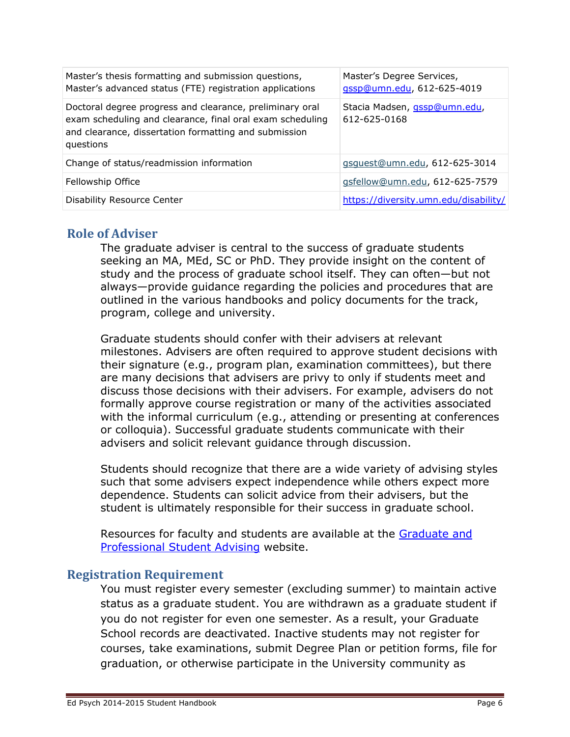| | |
|---|---|
| Master's thesis formatting and submission questions, Master's advanced status (FTE) registration applications | Master's Degree Services, gssp@umn.edu, 612-625-4019 |
| Doctoral degree progress and clearance, preliminary oral exam scheduling and clearance, final oral exam scheduling and clearance, dissertation formatting and submission questions | Stacia Madsen, gssp@umn.edu, 612-625-0168 |
| Change of status/readmission information | gsguest@umn.edu, 612-625-3014 |
| Fellowship Office | gsfellow@umn.edu, 612-625-7579 |
| Disability Resource Center | https://diversity.umn.edu/disability/ |

## Role of Adviser

The graduate adviser is central to the success of graduate students seeking an MA, MEd, SC or PhD. They provide insight on the content of study and the process of graduate school itself. They can often—but not always—provide guidance regarding the policies and procedures that are outlined in the various handbooks and policy documents for the track, program, college and university.

Graduate students should confer with their advisers at relevant milestones. Advisers are often required to approve student decisions with their signature (e.g., program plan, examination committees), but there are many decisions that advisers are privy to only if students meet and discuss those decisions with their advisers. For example, advisers do not formally approve course registration or many of the activities associated with the informal curriculum (e.g., attending or presenting at conferences or colloquia). Successful graduate students communicate with their advisers and solicit relevant guidance through discussion.

Students should recognize that there are a wide variety of advising styles such that some advisers expect independence while others expect more dependence. Students can solicit advice from their advisers, but the student is ultimately responsible for their success in graduate school.

Resources for faculty and students are available at the Graduate and Professional Student Advising website.

## Registration Requirement

You must register every semester (excluding summer) to maintain active status as a graduate student. You are withdrawn as a graduate student if you do not register for even one semester. As a result, your Graduate School records are deactivated. Inactive students may not register for courses, take examinations, submit Degree Plan or petition forms, file for graduation, or otherwise participate in the University community as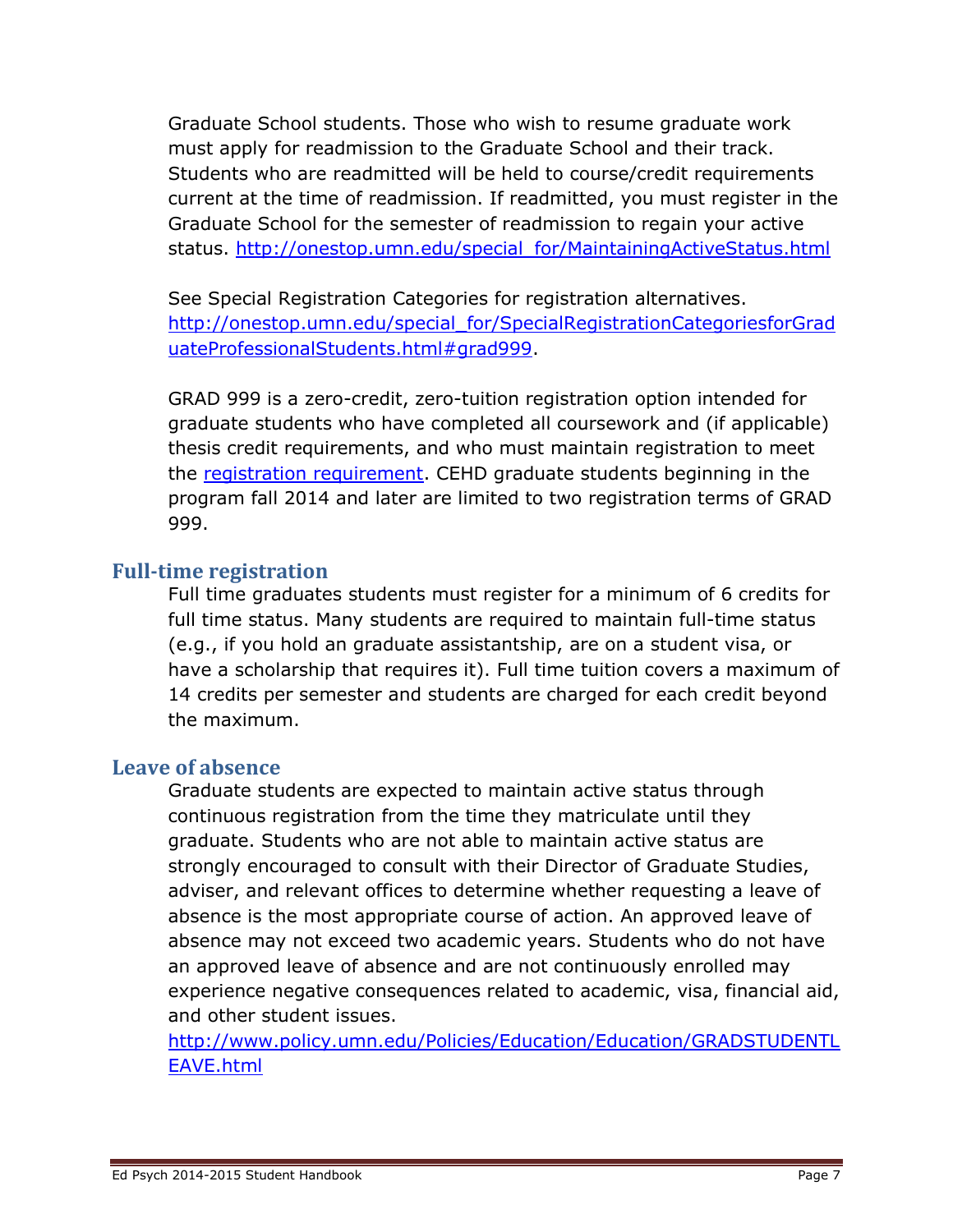Graduate School students. Those who wish to resume graduate work must apply for readmission to the Graduate School and their track. Students who are readmitted will be held to course/credit requirements current at the time of readmission. If readmitted, you must register in the Graduate School for the semester of readmission to regain your active status. http://onestop.umn.edu/special_for/MaintainingActiveStatus.html

See Special Registration Categories for registration alternatives. http://onestop.umn.edu/special_for/SpecialRegistrationCategoriesforGraduateProfessionalStudents.html#grad999.

GRAD 999 is a zero-credit, zero-tuition registration option intended for graduate students who have completed all coursework and (if applicable) thesis credit requirements, and who must maintain registration to meet the registration requirement. CEHD graduate students beginning in the program fall 2014 and later are limited to two registration terms of GRAD 999.

## Full-time registration

Full time graduates students must register for a minimum of 6 credits for full time status. Many students are required to maintain full-time status (e.g., if you hold an graduate assistantship, are on a student visa, or have a scholarship that requires it). Full time tuition covers a maximum of 14 credits per semester and students are charged for each credit beyond the maximum.

## Leave of absence

Graduate students are expected to maintain active status through continuous registration from the time they matriculate until they graduate. Students who are not able to maintain active status are strongly encouraged to consult with their Director of Graduate Studies, adviser, and relevant offices to determine whether requesting a leave of absence is the most appropriate course of action. An approved leave of absence may not exceed two academic years. Students who do not have an approved leave of absence and are not continuously enrolled may experience negative consequences related to academic, visa, financial aid, and other student issues.
http://www.policy.umn.edu/Policies/Education/Education/GRADSTUDENTLEAVE.html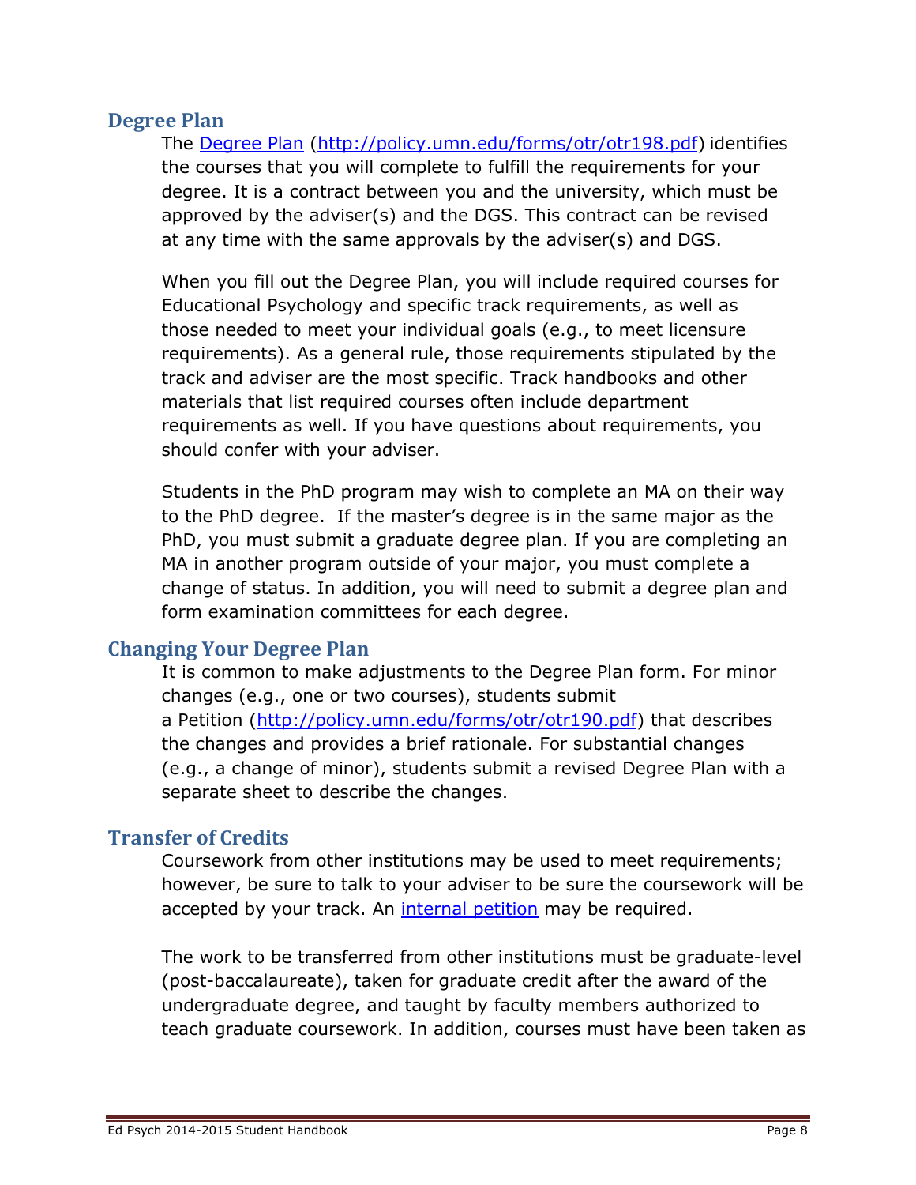## Degree Plan

The [Degree Plan](http://policy.umn.edu/forms/otr/otr198.pdf) (http://policy.umn.edu/forms/otr/otr198.pdf) identifies the courses that you will complete to fulfill the requirements for your degree. It is a contract between you and the university, which must be approved by the adviser(s) and the DGS. This contract can be revised at any time with the same approvals by the adviser(s) and DGS.

When you fill out the Degree Plan, you will include required courses for Educational Psychology and specific track requirements, as well as those needed to meet your individual goals (e.g., to meet licensure requirements). As a general rule, those requirements stipulated by the track and adviser are the most specific. Track handbooks and other materials that list required courses often include department requirements as well. If you have questions about requirements, you should confer with your adviser.

Students in the PhD program may wish to complete an MA on their way to the PhD degree. If the master's degree is in the same major as the PhD, you must submit a graduate degree plan. If you are completing an MA in another program outside of your major, you must complete a change of status. In addition, you will need to submit a degree plan and form examination committees for each degree.

## Changing Your Degree Plan

It is common to make adjustments to the Degree Plan form. For minor changes (e.g., one or two courses), students submit a Petition (http://policy.umn.edu/forms/otr/otr190.pdf) that describes the changes and provides a brief rationale. For substantial changes (e.g., a change of minor), students submit a revised Degree Plan with a separate sheet to describe the changes.

## Transfer of Credits

Coursework from other institutions may be used to meet requirements; however, be sure to talk to your adviser to be sure the coursework will be accepted by your track. An internal petition may be required.

The work to be transferred from other institutions must be graduate-level (post-baccalaureate), taken for graduate credit after the award of the undergraduate degree, and taught by faculty members authorized to teach graduate coursework. In addition, courses must have been taken as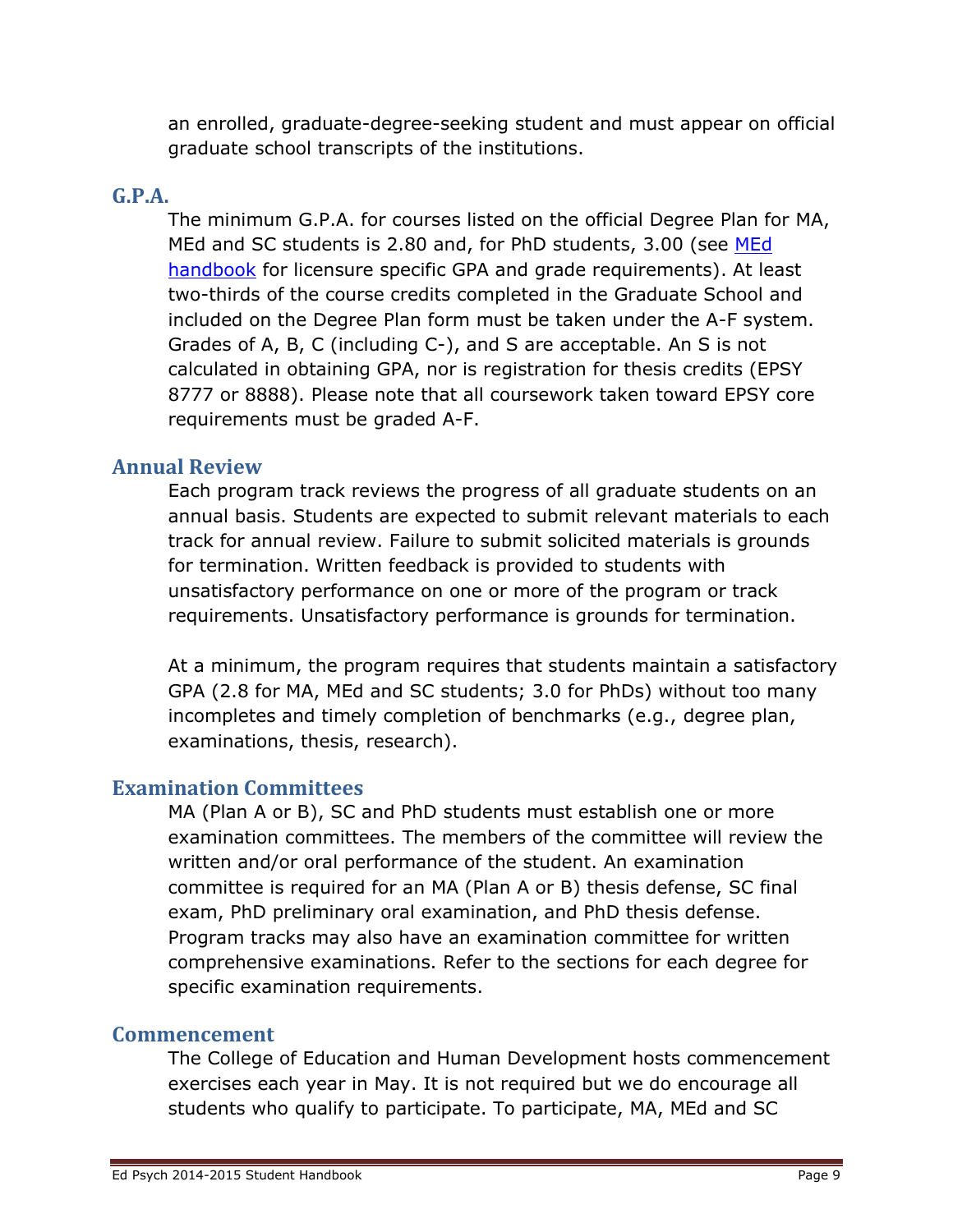an enrolled, graduate-degree-seeking student and must appear on official graduate school transcripts of the institutions.

## G.P.A.

The minimum G.P.A. for courses listed on the official Degree Plan for MA, MEd and SC students is 2.80 and, for PhD students, 3.00 (see MEd handbook for licensure specific GPA and grade requirements). At least two-thirds of the course credits completed in the Graduate School and included on the Degree Plan form must be taken under the A-F system. Grades of A, B, C (including C-), and S are acceptable. An S is not calculated in obtaining GPA, nor is registration for thesis credits (EPSY 8777 or 8888). Please note that all coursework taken toward EPSY core requirements must be graded A-F.

## Annual Review

Each program track reviews the progress of all graduate students on an annual basis. Students are expected to submit relevant materials to each track for annual review. Failure to submit solicited materials is grounds for termination. Written feedback is provided to students with unsatisfactory performance on one or more of the program or track requirements. Unsatisfactory performance is grounds for termination.

At a minimum, the program requires that students maintain a satisfactory GPA (2.8 for MA, MEd and SC students; 3.0 for PhDs) without too many incompletes and timely completion of benchmarks (e.g., degree plan, examinations, thesis, research).

## Examination Committees

MA (Plan A or B), SC and PhD students must establish one or more examination committees. The members of the committee will review the written and/or oral performance of the student. An examination committee is required for an MA (Plan A or B) thesis defense, SC final exam, PhD preliminary oral examination, and PhD thesis defense. Program tracks may also have an examination committee for written comprehensive examinations. Refer to the sections for each degree for specific examination requirements.

## Commencement

The College of Education and Human Development hosts commencement exercises each year in May. It is not required but we do encourage all students who qualify to participate. To participate, MA, MEd and SC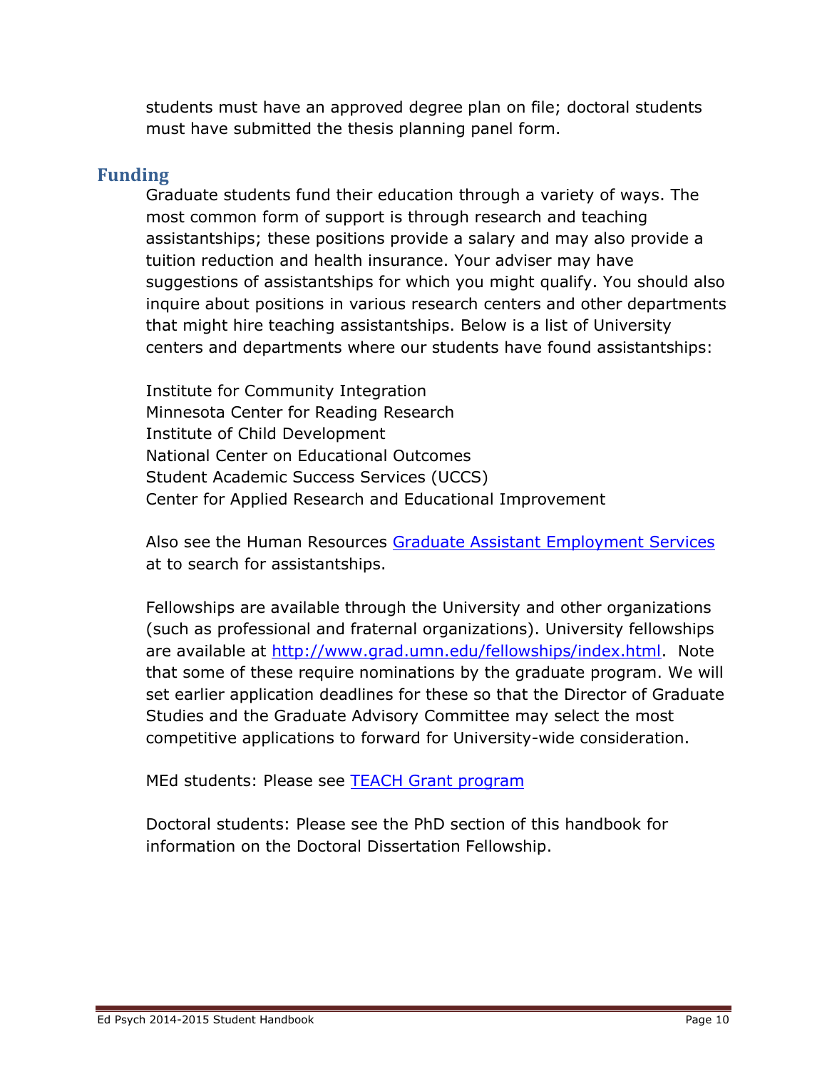students must have an approved degree plan on file; doctoral students must have submitted the thesis planning panel form.

## Funding

Graduate students fund their education through a variety of ways. The most common form of support is through research and teaching assistantships; these positions provide a salary and may also provide a tuition reduction and health insurance. Your adviser may have suggestions of assistantships for which you might qualify. You should also inquire about positions in various research centers and other departments that might hire teaching assistantships. Below is a list of University centers and departments where our students have found assistantships:

Institute for Community Integration
Minnesota Center for Reading Research
Institute of Child Development
National Center on Educational Outcomes
Student Academic Success Services (UCCS)
Center for Applied Research and Educational Improvement

Also see the Human Resources Graduate Assistant Employment Services at to search for assistantships.

Fellowships are available through the University and other organizations (such as professional and fraternal organizations). University fellowships are available at http://www.grad.umn.edu/fellowships/index.html. Note that some of these require nominations by the graduate program. We will set earlier application deadlines for these so that the Director of Graduate Studies and the Graduate Advisory Committee may select the most competitive applications to forward for University-wide consideration.

MEd students: Please see TEACH Grant program

Doctoral students: Please see the PhD section of this handbook for information on the Doctoral Dissertation Fellowship.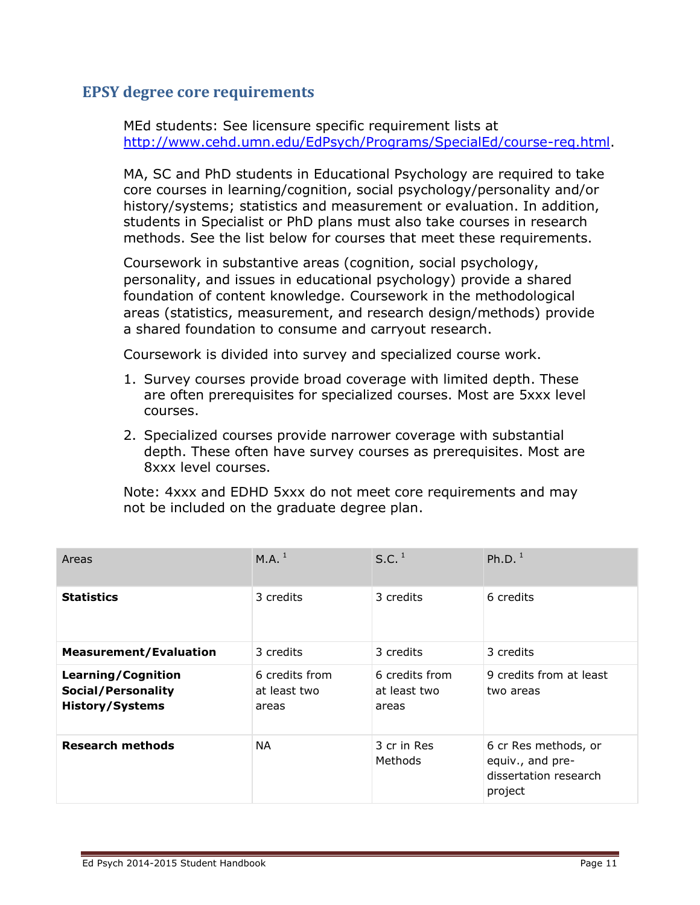## EPSY degree core requirements

MEd students: See licensure specific requirement lists at [http://www.cehd.umn.edu/EdPsych/Programs/SpecialEd/course-req.html](http://www.cehd.umn.edu/EdPsych/Programs/SpecialEd/course-req.html).

MA, SC and PhD students in Educational Psychology are required to take core courses in learning/cognition, social psychology/personality and/or history/systems; statistics and measurement or evaluation. In addition, students in Specialist or PhD plans must also take courses in research methods. See the list below for courses that meet these requirements.

Coursework in substantive areas (cognition, social psychology, personality, and issues in educational psychology) provide a shared foundation of content knowledge. Coursework in the methodological areas (statistics, measurement, and research design/methods) provide a shared foundation to consume and carryout research.

Coursework is divided into survey and specialized course work.

1. Survey courses provide broad coverage with limited depth. These are often prerequisites for specialized courses. Most are 5xxx level courses.
2. Specialized courses provide narrower coverage with substantial depth. These often have survey courses as prerequisites. Most are 8xxx level courses.

Note: 4xxx and EDHD 5xxx do not meet core requirements and may not be included on the graduate degree plan.

| Areas | M.A. [1] | S.C. [1] | Ph.D. [1] |
|---|---|---|---|
| **Statistics** | 3 credits | 3 credits | 6 credits |
| **Measurement/Evaluation** | 3 credits | 3 credits | 3 credits |
| **Learning/Cognition**<br>**Social/Personality**<br>**History/Systems** | 6 credits from at least two areas | 6 credits from at least two areas | 9 credits from at least two areas |
| **Research methods** | NA | 3 cr in Res Methods | 6 cr Res methods, or equiv., and pre-dissertation research project |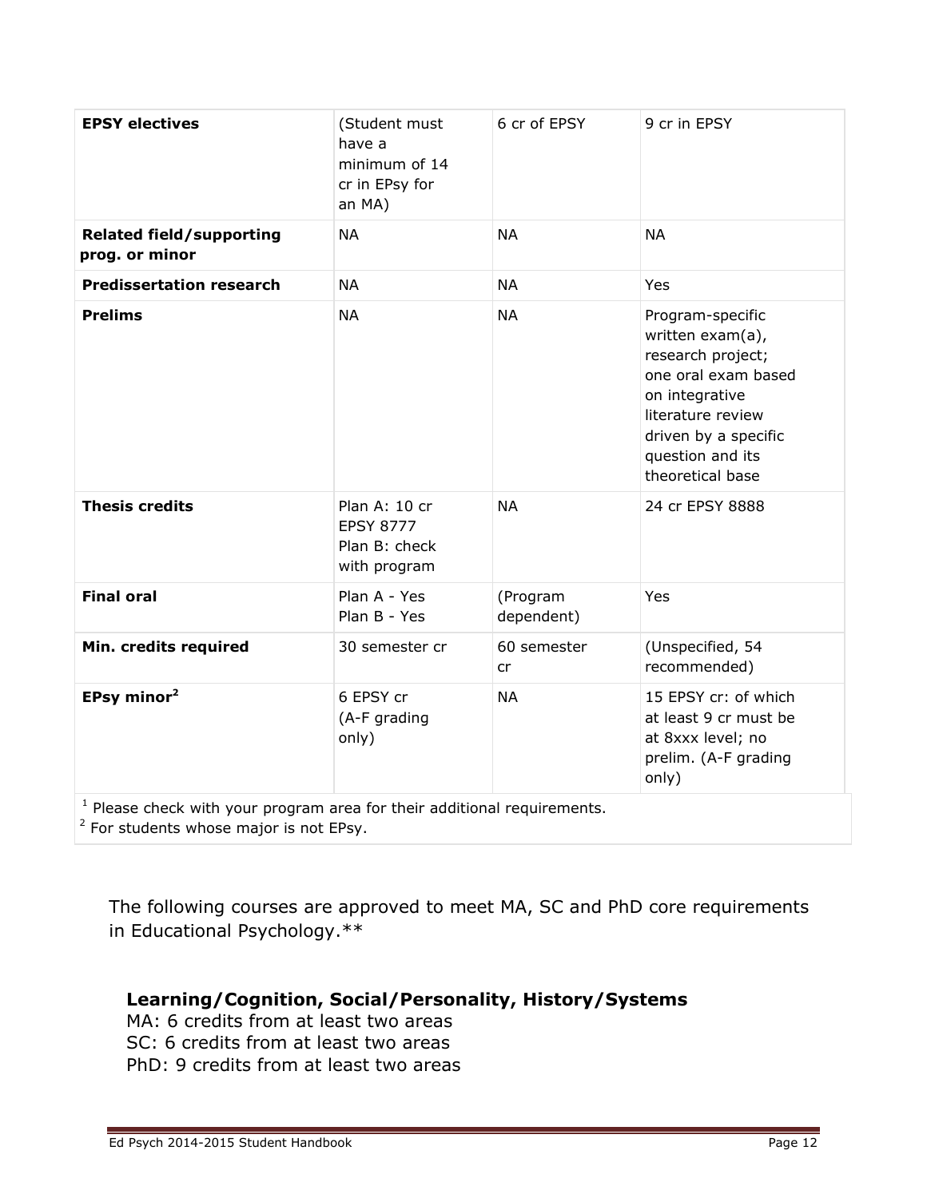| | | | |
|---|---|---|---|
| **EPSY electives** | (Student must have a minimum of 14 cr in EPsy for an MA) | 6 cr of EPSY | 9 cr in EPSY |
| **Related field/supporting prog. or minor** | NA | NA | NA |
| **Predissertation research** | NA | NA | Yes |
| **Prelims** | NA | NA | Program-specific written exam(a), research project; one oral exam based on integrative literature review driven by a specific question and its theoretical base |
| **Thesis credits** | Plan A: 10 cr EPSY 8777 Plan B: check with program | NA | 24 cr EPSY 8888 |
| **Final oral** | Plan A - Yes Plan B - Yes | (Program dependent) | Yes |
| **Min. credits required** | 30 semester cr | 60 semester cr | (Unspecified, 54 recommended) |
| **EPsy minor**[2] | 6 EPSY cr (A-F grading only) | NA | 15 EPSY cr: of which at least 9 cr must be at 8xxx level; no prelim. (A-F grading only) |

[1] Please check with your program area for their additional requirements.
[2] For students whose major is not EPsy.

The following courses are approved to meet MA, SC and PhD core requirements in Educational Psychology.**

### Learning/Cognition, Social/Personality, History/Systems

MA: 6 credits from at least two areas
SC: 6 credits from at least two areas
PhD: 9 credits from at least two areas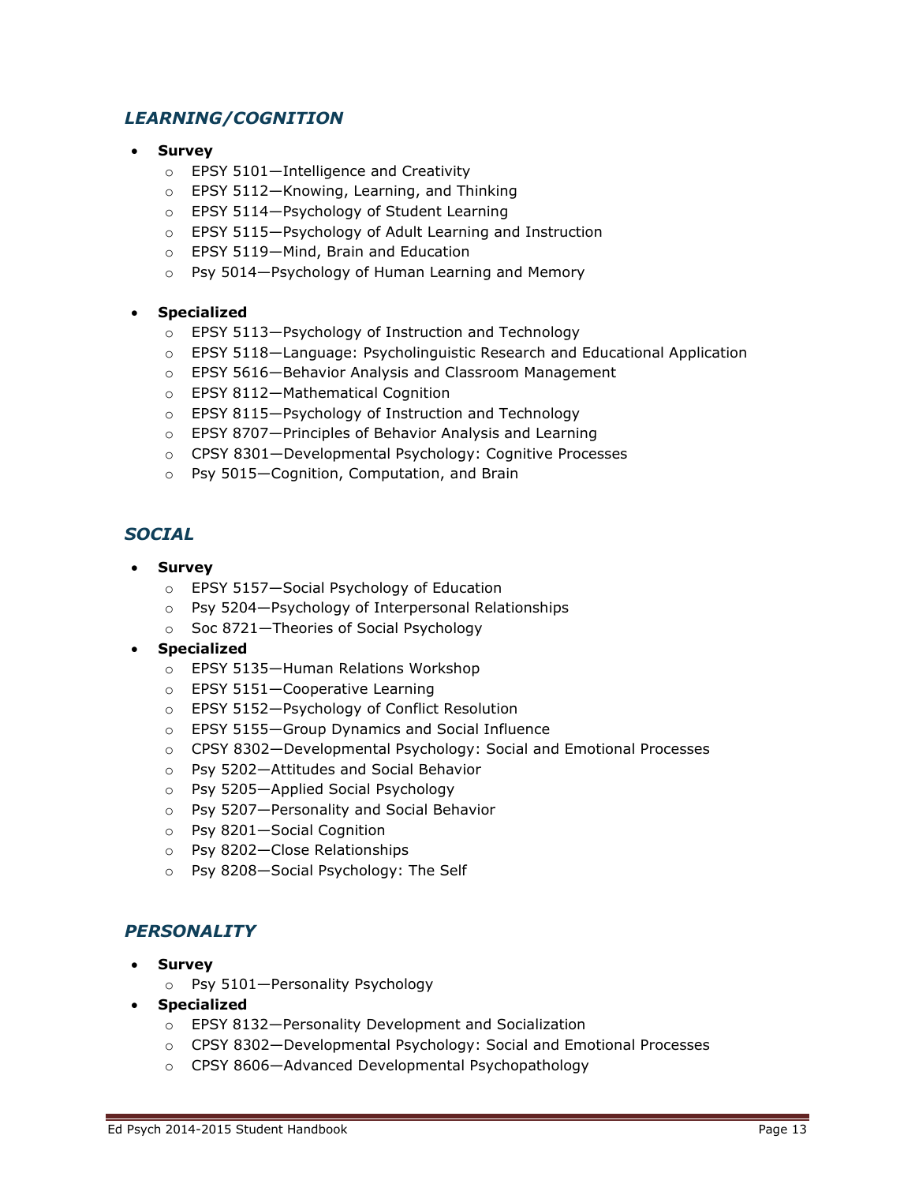## *LEARNING/COGNITION*

- **Survey**
  - EPSY 5101—Intelligence and Creativity
  - EPSY 5112—Knowing, Learning, and Thinking
  - EPSY 5114—Psychology of Student Learning
  - EPSY 5115—Psychology of Adult Learning and Instruction
  - EPSY 5119—Mind, Brain and Education
  - Psy 5014—Psychology of Human Learning and Memory

- **Specialized**
  - EPSY 5113—Psychology of Instruction and Technology
  - EPSY 5118—Language: Psycholinguistic Research and Educational Application
  - EPSY 5616—Behavior Analysis and Classroom Management
  - EPSY 8112—Mathematical Cognition
  - EPSY 8115—Psychology of Instruction and Technology
  - EPSY 8707—Principles of Behavior Analysis and Learning
  - CPSY 8301—Developmental Psychology: Cognitive Processes
  - Psy 5015—Cognition, Computation, and Brain

## *SOCIAL*

- **Survey**
  - EPSY 5157—Social Psychology of Education
  - Psy 5204—Psychology of Interpersonal Relationships
  - Soc 8721—Theories of Social Psychology
- **Specialized**
  - EPSY 5135—Human Relations Workshop
  - EPSY 5151—Cooperative Learning
  - EPSY 5152—Psychology of Conflict Resolution
  - EPSY 5155—Group Dynamics and Social Influence
  - CPSY 8302—Developmental Psychology: Social and Emotional Processes
  - Psy 5202—Attitudes and Social Behavior
  - Psy 5205—Applied Social Psychology
  - Psy 5207—Personality and Social Behavior
  - Psy 8201—Social Cognition
  - Psy 8202—Close Relationships
  - Psy 8208—Social Psychology: The Self

## *PERSONALITY*

- **Survey**
  - Psy 5101—Personality Psychology
- **Specialized**
  - EPSY 8132—Personality Development and Socialization
  - CPSY 8302—Developmental Psychology: Social and Emotional Processes
  - CPSY 8606—Advanced Developmental Psychopathology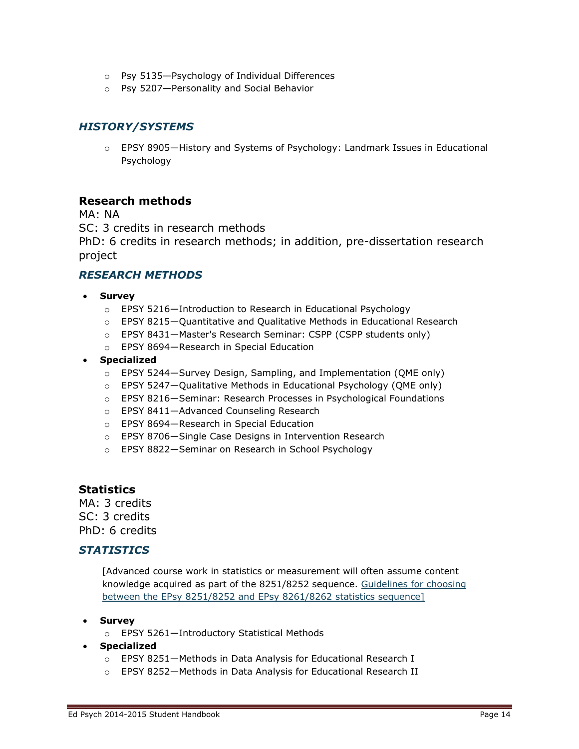- Psy 5135—Psychology of Individual Differences
- Psy 5207—Personality and Social Behavior

### *HISTORY/SYSTEMS*

- EPSY 8905—History and Systems of Psychology: Landmark Issues in Educational Psychology

## Research methods

MA: NA
SC: 3 credits in research methods
PhD: 6 credits in research methods; in addition, pre-dissertation research project

### *RESEARCH METHODS*

- **Survey**
  - EPSY 5216—Introduction to Research in Educational Psychology
  - EPSY 8215—Quantitative and Qualitative Methods in Educational Research
  - EPSY 8431—Master's Research Seminar: CSPP (CSPP students only)
  - EPSY 8694—Research in Special Education
- **Specialized**
  - EPSY 5244—Survey Design, Sampling, and Implementation (QME only)
  - EPSY 5247—Qualitative Methods in Educational Psychology (QME only)
  - EPSY 8216—Seminar: Research Processes in Psychological Foundations
  - EPSY 8411—Advanced Counseling Research
  - EPSY 8694—Research in Special Education
  - EPSY 8706—Single Case Designs in Intervention Research
  - EPSY 8822—Seminar on Research in School Psychology

## Statistics

MA: 3 credits
SC: 3 credits
PhD: 6 credits

### *STATISTICS*

[Advanced course work in statistics or measurement will often assume content knowledge acquired as part of the 8251/8252 sequence. Guidelines for choosing between the EPsy 8251/8252 and EPsy 8261/8262 statistics sequence]

- **Survey**
  - EPSY 5261—Introductory Statistical Methods
- **Specialized**
  - EPSY 8251—Methods in Data Analysis for Educational Research I
  - EPSY 8252—Methods in Data Analysis for Educational Research II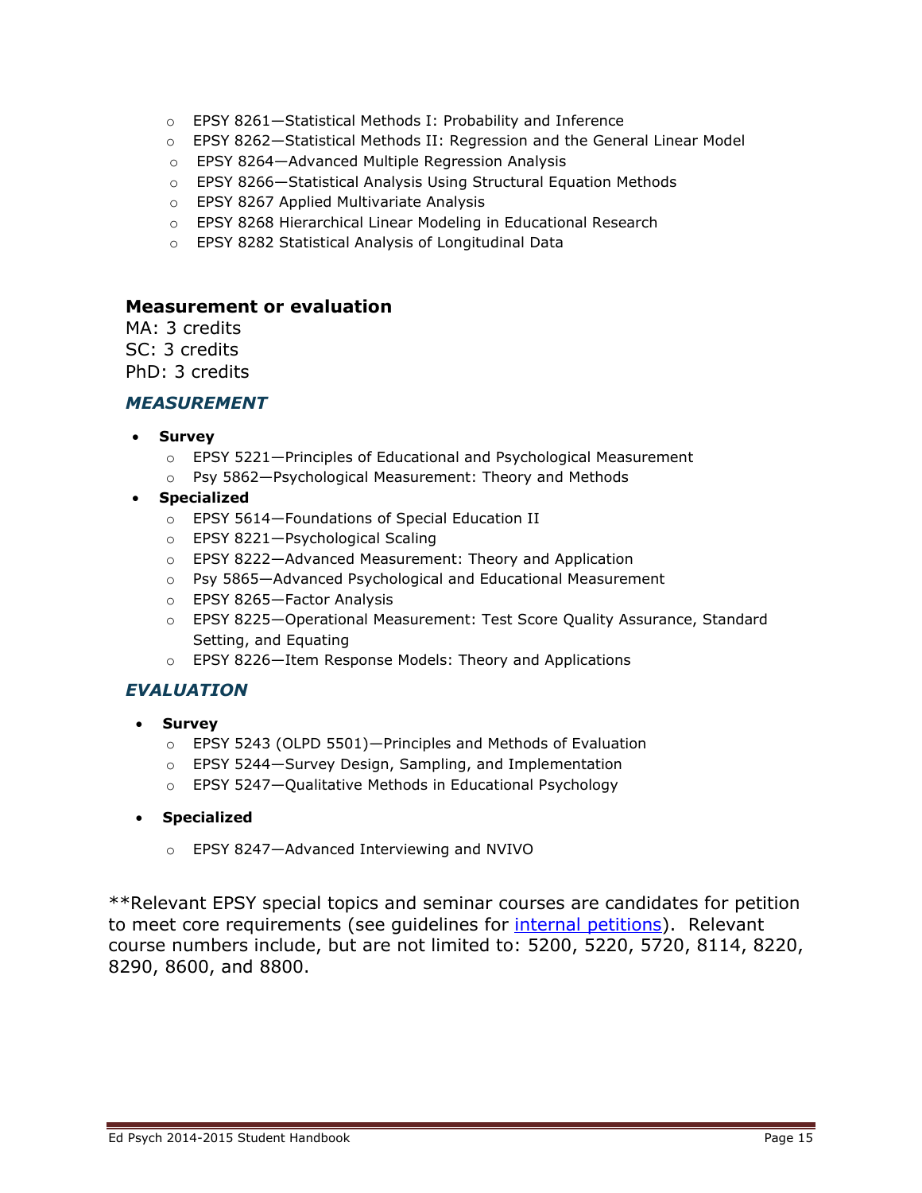- EPSY 8261—Statistical Methods I: Probability and Inference
- EPSY 8262—Statistical Methods II: Regression and the General Linear Model
- EPSY 8264—Advanced Multiple Regression Analysis
- EPSY 8266—Statistical Analysis Using Structural Equation Methods
- EPSY 8267 Applied Multivariate Analysis
- EPSY 8268 Hierarchical Linear Modeling in Educational Research
- EPSY 8282 Statistical Analysis of Longitudinal Data

## Measurement or evaluation

MA: 3 credits
SC: 3 credits
PhD: 3 credits

### *MEASUREMENT*

- **Survey**
  - EPSY 5221—Principles of Educational and Psychological Measurement
  - Psy 5862—Psychological Measurement: Theory and Methods
- **Specialized**
  - EPSY 5614—Foundations of Special Education II
  - EPSY 8221—Psychological Scaling
  - EPSY 8222—Advanced Measurement: Theory and Application
  - Psy 5865—Advanced Psychological and Educational Measurement
  - EPSY 8265—Factor Analysis
  - EPSY 8225—Operational Measurement: Test Score Quality Assurance, Standard Setting, and Equating
  - EPSY 8226—Item Response Models: Theory and Applications

### *EVALUATION*

- **Survey**
  - EPSY 5243 (OLPD 5501)—Principles and Methods of Evaluation
  - EPSY 5244—Survey Design, Sampling, and Implementation
  - EPSY 5247—Qualitative Methods in Educational Psychology
- **Specialized**
  - EPSY 8247—Advanced Interviewing and NVIVO

**Relevant EPSY special topics and seminar courses are candidates for petition to meet core requirements (see guidelines for internal petitions). Relevant course numbers include, but are not limited to: 5200, 5220, 5720, 8114, 8220, 8290, 8600, and 8800.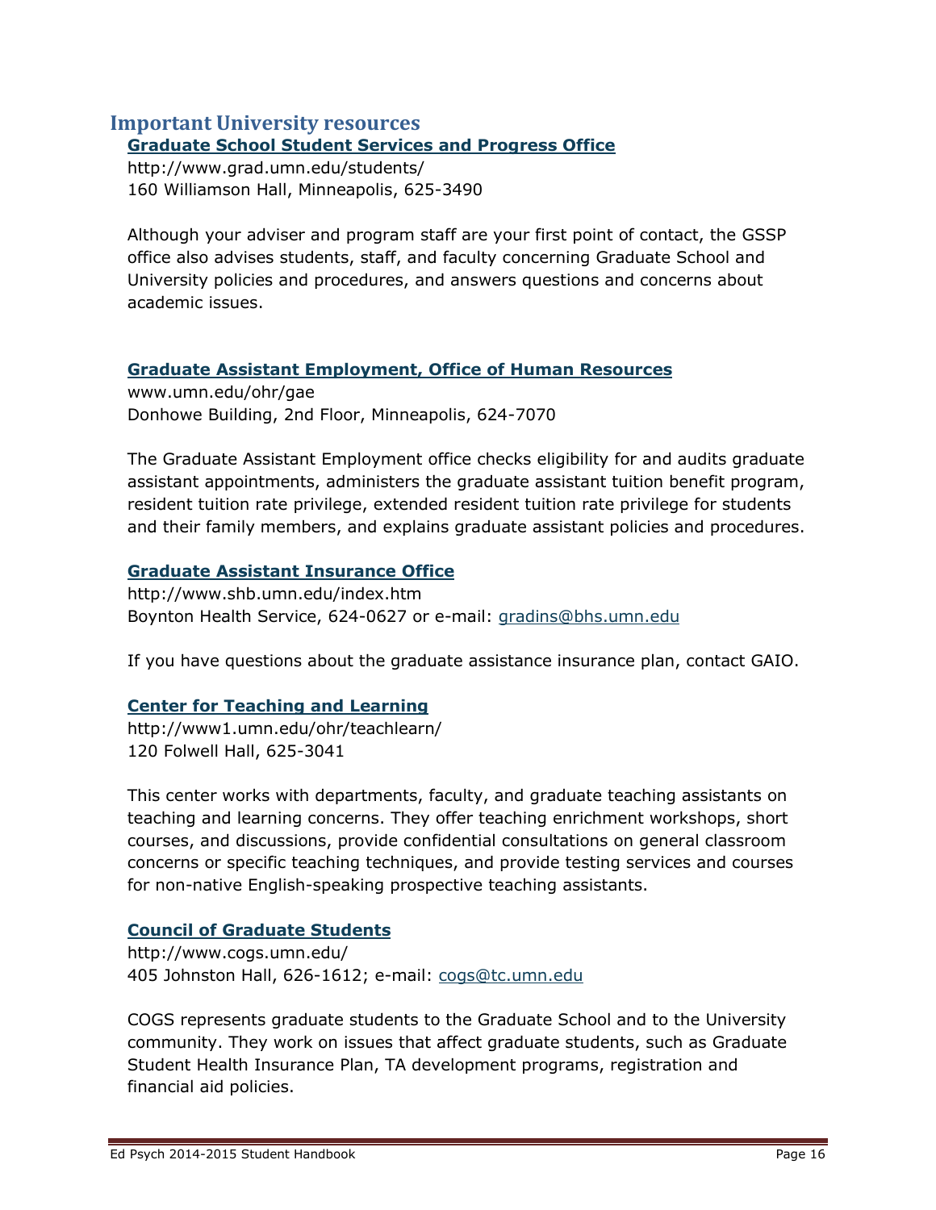## Important University resources

### Graduate School Student Services and Progress Office

http://www.grad.umn.edu/students/
160 Williamson Hall, Minneapolis, 625-3490

Although your adviser and program staff are your first point of contact, the GSSP office also advises students, staff, and faculty concerning Graduate School and University policies and procedures, and answers questions and concerns about academic issues.

### Graduate Assistant Employment, Office of Human Resources

www.umn.edu/ohr/gae
Donhowe Building, 2nd Floor, Minneapolis, 624-7070

The Graduate Assistant Employment office checks eligibility for and audits graduate assistant appointments, administers the graduate assistant tuition benefit program, resident tuition rate privilege, extended resident tuition rate privilege for students and their family members, and explains graduate assistant policies and procedures.

### Graduate Assistant Insurance Office

http://www.shb.umn.edu/index.htm
Boynton Health Service, 624-0627 or e-mail: gradins@bhs.umn.edu

If you have questions about the graduate assistance insurance plan, contact GAIO.

### Center for Teaching and Learning

http://www1.umn.edu/ohr/teachlearn/
120 Folwell Hall, 625-3041

This center works with departments, faculty, and graduate teaching assistants on teaching and learning concerns. They offer teaching enrichment workshops, short courses, and discussions, provide confidential consultations on general classroom concerns or specific teaching techniques, and provide testing services and courses for non-native English-speaking prospective teaching assistants.

### Council of Graduate Students

http://www.cogs.umn.edu/
405 Johnston Hall, 626-1612; e-mail: cogs@tc.umn.edu

COGS represents graduate students to the Graduate School and to the University community. They work on issues that affect graduate students, such as Graduate Student Health Insurance Plan, TA development programs, registration and financial aid policies.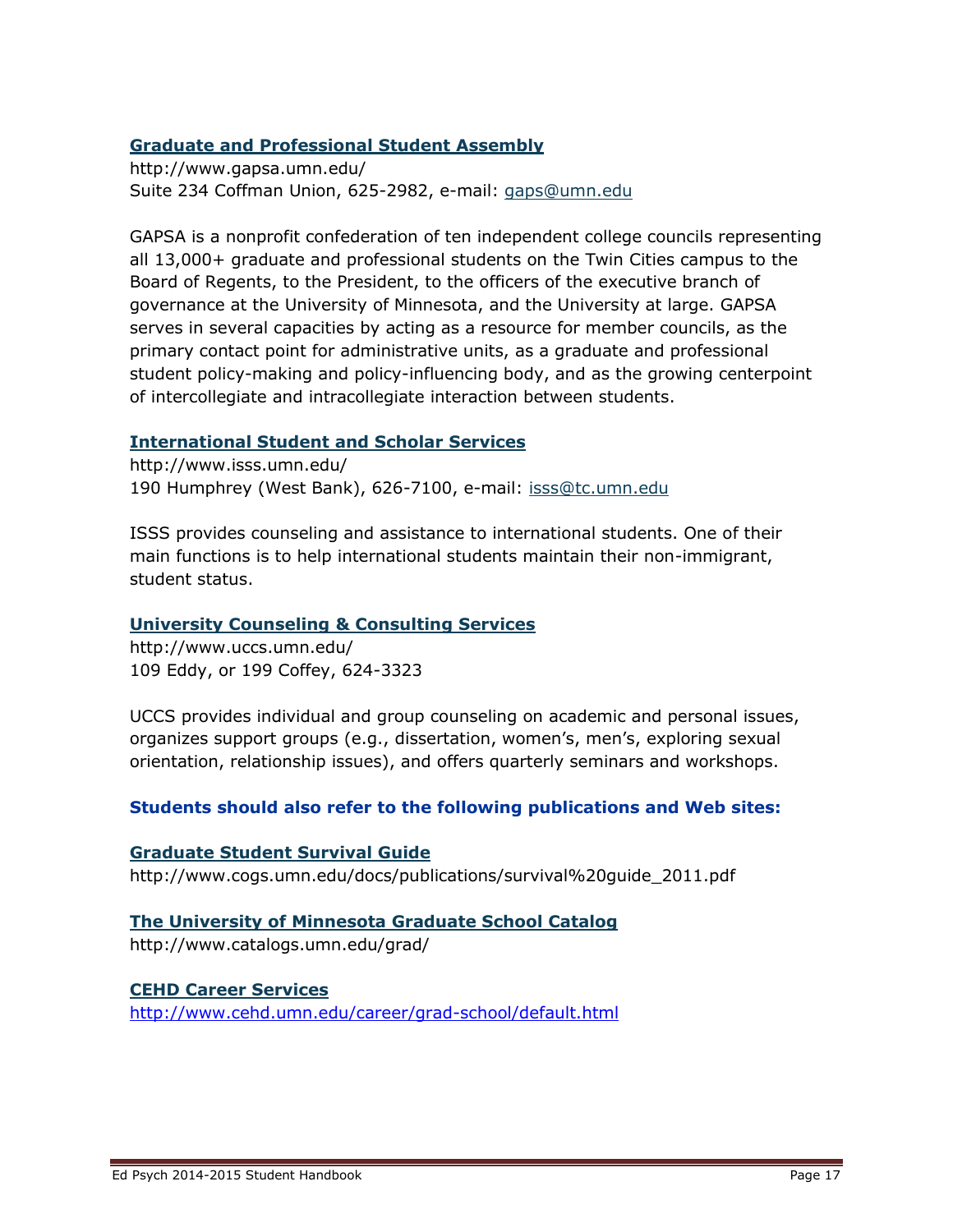### Graduate and Professional Student Assembly

http://www.gapsa.umn.edu/
Suite 234 Coffman Union, 625-2982, e-mail: gaps@umn.edu

GAPSA is a nonprofit confederation of ten independent college councils representing all 13,000+ graduate and professional students on the Twin Cities campus to the Board of Regents, to the President, to the officers of the executive branch of governance at the University of Minnesota, and the University at large. GAPSA serves in several capacities by acting as a resource for member councils, as the primary contact point for administrative units, as a graduate and professional student policy-making and policy-influencing body, and as the growing centerpoint of intercollegiate and intracollegiate interaction between students.

### International Student and Scholar Services

http://www.isss.umn.edu/
190 Humphrey (West Bank), 626-7100, e-mail: isss@tc.umn.edu

ISSS provides counseling and assistance to international students. One of their main functions is to help international students maintain their non-immigrant, student status.

### University Counseling & Consulting Services

http://www.uccs.umn.edu/
109 Eddy, or 199 Coffey, 624-3323

UCCS provides individual and group counseling on academic and personal issues, organizes support groups (e.g., dissertation, women's, men's, exploring sexual orientation, relationship issues), and offers quarterly seminars and workshops.

**Students should also refer to the following publications and Web sites:**

### Graduate Student Survival Guide

http://www.cogs.umn.edu/docs/publications/survival%20guide_2011.pdf

### The University of Minnesota Graduate School Catalog

http://www.catalogs.umn.edu/grad/

### CEHD Career Services

http://www.cehd.umn.edu/career/grad-school/default.html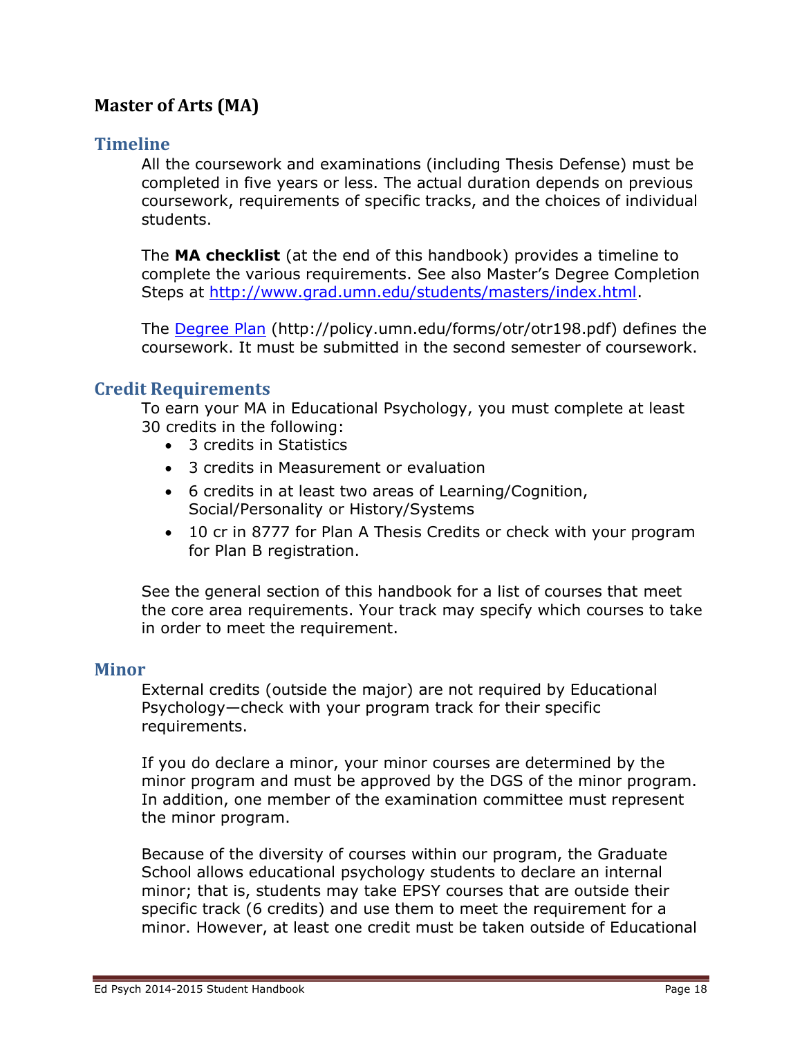# Master of Arts (MA)

## Timeline

All the coursework and examinations (including Thesis Defense) must be completed in five years or less. The actual duration depends on previous coursework, requirements of specific tracks, and the choices of individual students.

The **MA checklist** (at the end of this handbook) provides a timeline to complete the various requirements. See also Master's Degree Completion Steps at http://www.grad.umn.edu/students/masters/index.html.

The Degree Plan (http://policy.umn.edu/forms/otr/otr198.pdf) defines the coursework. It must be submitted in the second semester of coursework.

## Credit Requirements

To earn your MA in Educational Psychology, you must complete at least 30 credits in the following:

- 3 credits in Statistics
- 3 credits in Measurement or evaluation
- 6 credits in at least two areas of Learning/Cognition, Social/Personality or History/Systems
- 10 cr in 8777 for Plan A Thesis Credits or check with your program for Plan B registration.

See the general section of this handbook for a list of courses that meet the core area requirements. Your track may specify which courses to take in order to meet the requirement.

## Minor

External credits (outside the major) are not required by Educational Psychology—check with your program track for their specific requirements.

If you do declare a minor, your minor courses are determined by the minor program and must be approved by the DGS of the minor program. In addition, one member of the examination committee must represent the minor program.

Because of the diversity of courses within our program, the Graduate School allows educational psychology students to declare an internal minor; that is, students may take EPSY courses that are outside their specific track (6 credits) and use them to meet the requirement for a minor. However, at least one credit must be taken outside of Educational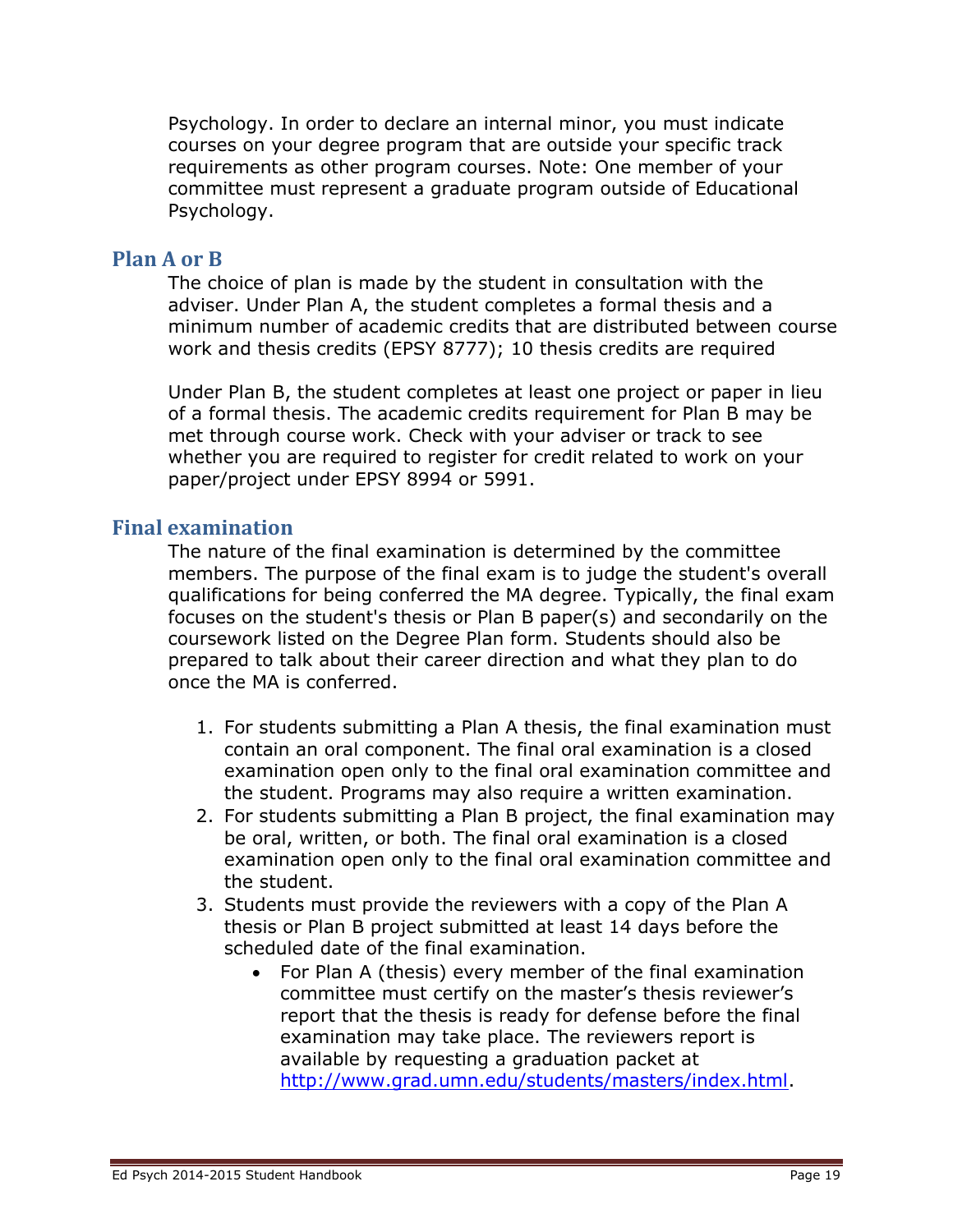Psychology. In order to declare an internal minor, you must indicate courses on your degree program that are outside your specific track requirements as other program courses. Note: One member of your committee must represent a graduate program outside of Educational Psychology.

## Plan A or B

The choice of plan is made by the student in consultation with the adviser. Under Plan A, the student completes a formal thesis and a minimum number of academic credits that are distributed between course work and thesis credits (EPSY 8777); 10 thesis credits are required

Under Plan B, the student completes at least one project or paper in lieu of a formal thesis. The academic credits requirement for Plan B may be met through course work. Check with your adviser or track to see whether you are required to register for credit related to work on your paper/project under EPSY 8994 or 5991.

## Final examination

The nature of the final examination is determined by the committee members. The purpose of the final exam is to judge the student's overall qualifications for being conferred the MA degree. Typically, the final exam focuses on the student's thesis or Plan B paper(s) and secondarily on the coursework listed on the Degree Plan form. Students should also be prepared to talk about their career direction and what they plan to do once the MA is conferred.

1. For students submitting a Plan A thesis, the final examination must contain an oral component. The final oral examination is a closed examination open only to the final oral examination committee and the student. Programs may also require a written examination.
2. For students submitting a Plan B project, the final examination may be oral, written, or both. The final oral examination is a closed examination open only to the final oral examination committee and the student.
3. Students must provide the reviewers with a copy of the Plan A thesis or Plan B project submitted at least 14 days before the scheduled date of the final examination.
    - For Plan A (thesis) every member of the final examination committee must certify on the master's thesis reviewer's report that the thesis is ready for defense before the final examination may take place. The reviewers report is available by requesting a graduation packet at [http://www.grad.umn.edu/students/masters/index.html](http://www.grad.umn.edu/students/masters/index.html).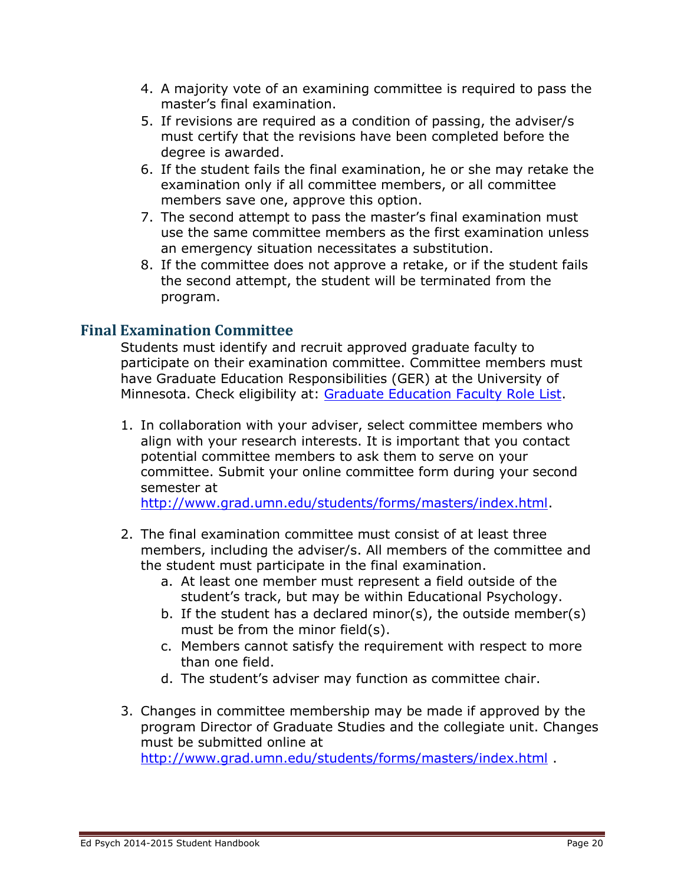4. A majority vote of an examining committee is required to pass the master's final examination.
5. If revisions are required as a condition of passing, the adviser/s must certify that the revisions have been completed before the degree is awarded.
6. If the student fails the final examination, he or she may retake the examination only if all committee members, or all committee members save one, approve this option.
7. The second attempt to pass the master's final examination must use the same committee members as the first examination unless an emergency situation necessitates a substitution.
8. If the committee does not approve a retake, or if the student fails the second attempt, the student will be terminated from the program.

## Final Examination Committee

Students must identify and recruit approved graduate faculty to participate on their examination committee. Committee members must have Graduate Education Responsibilities (GER) at the University of Minnesota. Check eligibility at: [Graduate Education Faculty Role List](Graduate Education Faculty Role List).

1. In collaboration with your adviser, select committee members who align with your research interests. It is important that you contact potential committee members to ask them to serve on your committee. Submit your online committee form during your second semester at http://www.grad.umn.edu/students/forms/masters/index.html.

2. The final examination committee must consist of at least three members, including the adviser/s. All members of the committee and the student must participate in the final examination.
   a. At least one member must represent a field outside of the student's track, but may be within Educational Psychology.
   b. If the student has a declared minor(s), the outside member(s) must be from the minor field(s).
   c. Members cannot satisfy the requirement with respect to more than one field.
   d. The student's adviser may function as committee chair.

3. Changes in committee membership may be made if approved by the program Director of Graduate Studies and the collegiate unit. Changes must be submitted online at http://www.grad.umn.edu/students/forms/masters/index.html .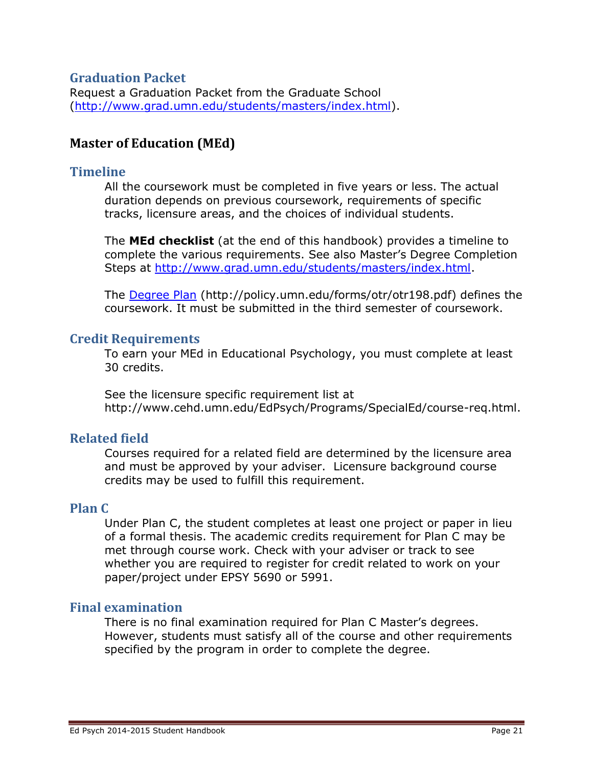### Graduation Packet

Request a Graduation Packet from the Graduate School ([http://www.grad.umn.edu/students/masters/index.html](http://www.grad.umn.edu/students/masters/index.html)).

## Master of Education (MEd)

### Timeline

All the coursework must be completed in five years or less. The actual duration depends on previous coursework, requirements of specific tracks, licensure areas, and the choices of individual students.

The **MEd checklist** (at the end of this handbook) provides a timeline to complete the various requirements. See also Master's Degree Completion Steps at [http://www.grad.umn.edu/students/masters/index.html](http://www.grad.umn.edu/students/masters/index.html).

The [Degree Plan](http://policy.umn.edu/forms/otr/otr198.pdf) (http://policy.umn.edu/forms/otr/otr198.pdf) defines the coursework. It must be submitted in the third semester of coursework.

### Credit Requirements

To earn your MEd in Educational Psychology, you must complete at least 30 credits.

See the licensure specific requirement list at http://www.cehd.umn.edu/EdPsych/Programs/SpecialEd/course-req.html.

### Related field

Courses required for a related field are determined by the licensure area and must be approved by your adviser. Licensure background course credits may be used to fulfill this requirement.

### Plan C

Under Plan C, the student completes at least one project or paper in lieu of a formal thesis. The academic credits requirement for Plan C may be met through course work. Check with your adviser or track to see whether you are required to register for credit related to work on your paper/project under EPSY 5690 or 5991.

### Final examination

There is no final examination required for Plan C Master's degrees. However, students must satisfy all of the course and other requirements specified by the program in order to complete the degree.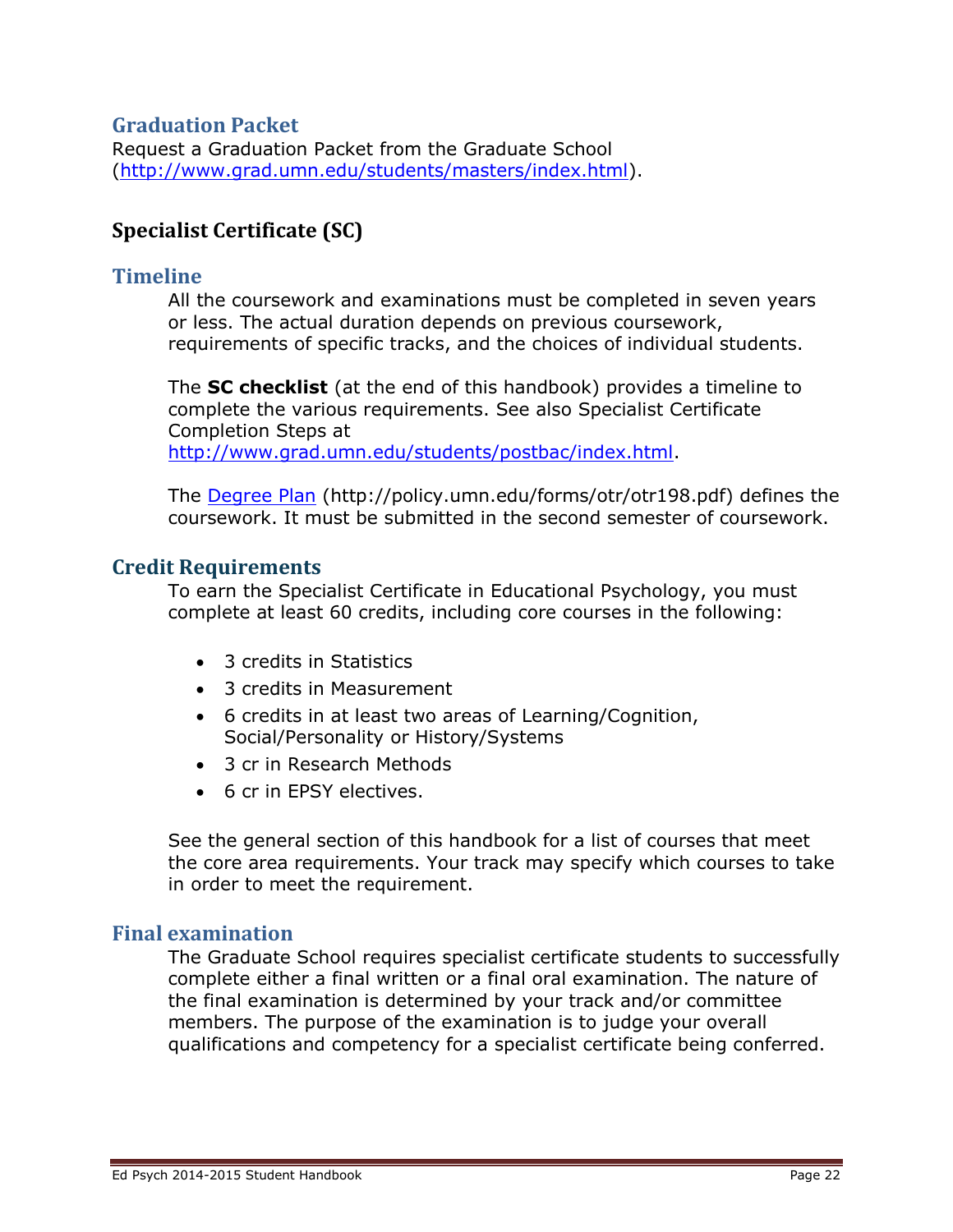### Graduation Packet

Request a Graduation Packet from the Graduate School (http://www.grad.umn.edu/students/masters/index.html).

## Specialist Certificate (SC)

### Timeline

All the coursework and examinations must be completed in seven years or less. The actual duration depends on previous coursework, requirements of specific tracks, and the choices of individual students.

The **SC checklist** (at the end of this handbook) provides a timeline to complete the various requirements. See also Specialist Certificate Completion Steps at http://www.grad.umn.edu/students/postbac/index.html.

The [Degree Plan](http://policy.umn.edu/forms/otr/otr198.pdf) (http://policy.umn.edu/forms/otr/otr198.pdf) defines the coursework. It must be submitted in the second semester of coursework.

### Credit Requirements

To earn the Specialist Certificate in Educational Psychology, you must complete at least 60 credits, including core courses in the following:

- 3 credits in Statistics
- 3 credits in Measurement
- 6 credits in at least two areas of Learning/Cognition, Social/Personality or History/Systems
- 3 cr in Research Methods
- 6 cr in EPSY electives.

See the general section of this handbook for a list of courses that meet the core area requirements. Your track may specify which courses to take in order to meet the requirement.

### Final examination

The Graduate School requires specialist certificate students to successfully complete either a final written or a final oral examination. The nature of the final examination is determined by your track and/or committee members. The purpose of the examination is to judge your overall qualifications and competency for a specialist certificate being conferred.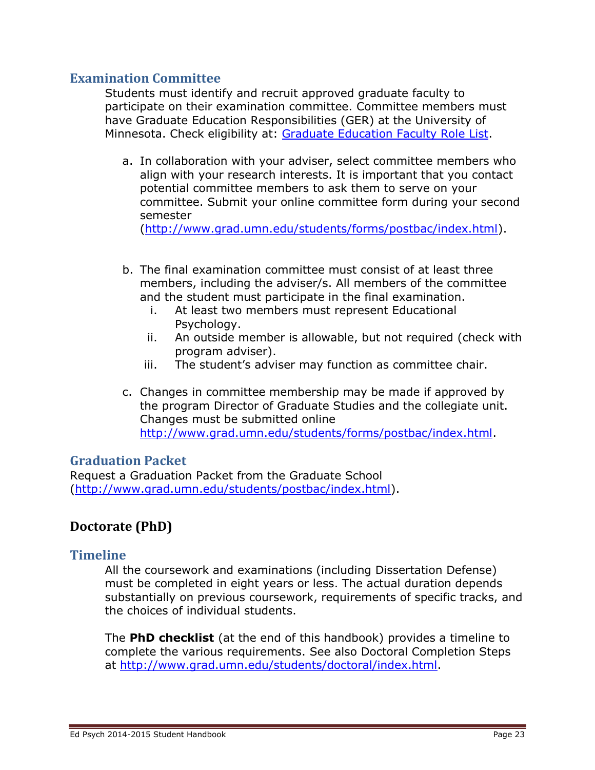### Examination Committee

Students must identify and recruit approved graduate faculty to participate on their examination committee. Committee members must have Graduate Education Responsibilities (GER) at the University of Minnesota. Check eligibility at: [Graduate Education Faculty Role List](Graduate Education Faculty Role List).

a. In collaboration with your adviser, select committee members who align with your research interests. It is important that you contact potential committee members to ask them to serve on your committee. Submit your online committee form during your second semester (http://www.grad.umn.edu/students/forms/postbac/index.html).

b. The final examination committee must consist of at least three members, including the adviser/s. All members of the committee and the student must participate in the final examination.
   i. At least two members must represent Educational Psychology.
   ii. An outside member is allowable, but not required (check with program adviser).
   iii. The student's adviser may function as committee chair.

c. Changes in committee membership may be made if approved by the program Director of Graduate Studies and the collegiate unit. Changes must be submitted online http://www.grad.umn.edu/students/forms/postbac/index.html.

### Graduation Packet

Request a Graduation Packet from the Graduate School (http://www.grad.umn.edu/students/postbac/index.html).

## Doctorate (PhD)

### Timeline

All the coursework and examinations (including Dissertation Defense) must be completed in eight years or less. The actual duration depends substantially on previous coursework, requirements of specific tracks, and the choices of individual students.

The **PhD checklist** (at the end of this handbook) provides a timeline to complete the various requirements. See also Doctoral Completion Steps at http://www.grad.umn.edu/students/doctoral/index.html.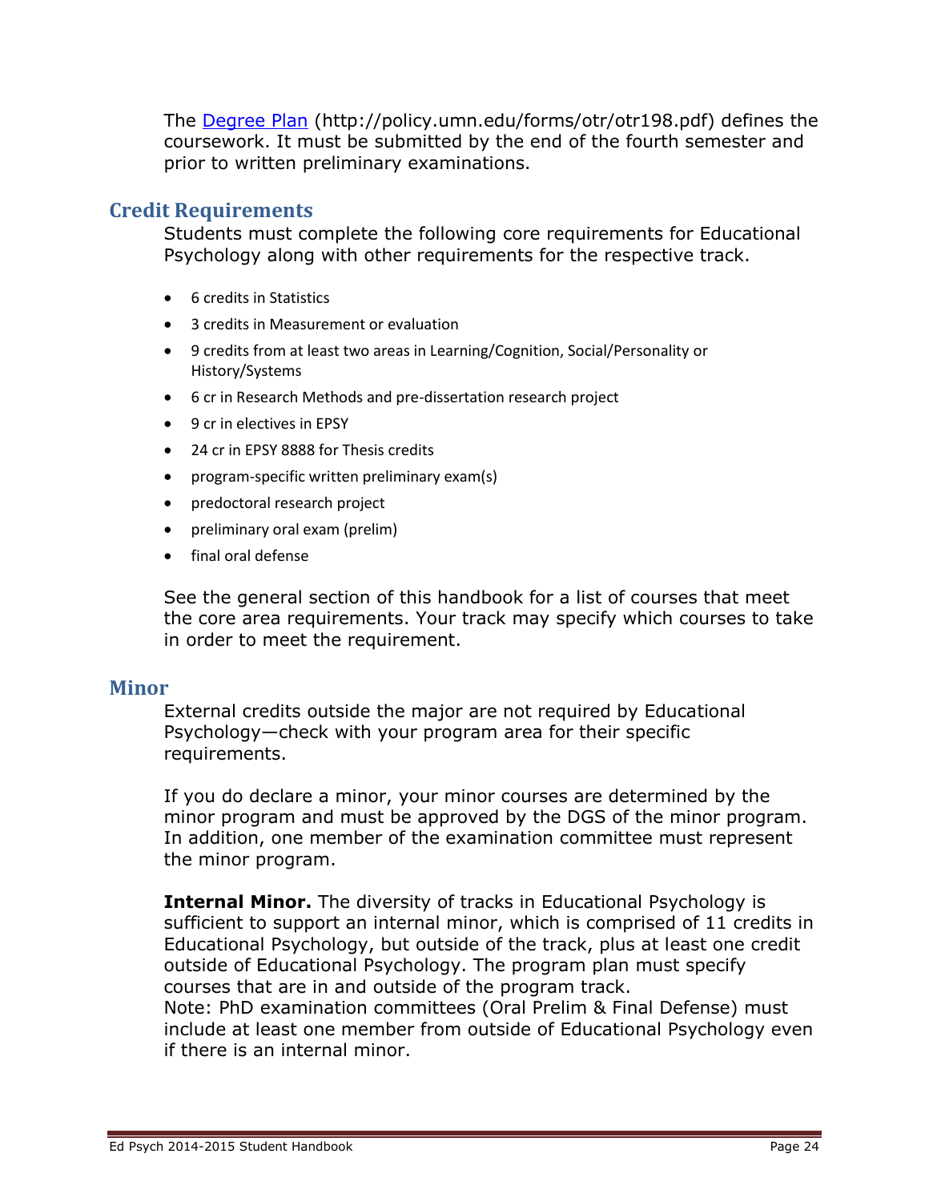The [Degree Plan](http://policy.umn.edu/forms/otr/otr198.pdf) (http://policy.umn.edu/forms/otr/otr198.pdf) defines the coursework. It must be submitted by the end of the fourth semester and prior to written preliminary examinations.

## Credit Requirements

Students must complete the following core requirements for Educational Psychology along with other requirements for the respective track.

- 6 credits in Statistics
- 3 credits in Measurement or evaluation
- 9 credits from at least two areas in Learning/Cognition, Social/Personality or History/Systems
- 6 cr in Research Methods and pre-dissertation research project
- 9 cr in electives in EPSY
- 24 cr in EPSY 8888 for Thesis credits
- program-specific written preliminary exam(s)
- predoctoral research project
- preliminary oral exam (prelim)
- final oral defense

See the general section of this handbook for a list of courses that meet the core area requirements. Your track may specify which courses to take in order to meet the requirement.

## Minor

External credits outside the major are not required by Educational Psychology—check with your program area for their specific requirements.

If you do declare a minor, your minor courses are determined by the minor program and must be approved by the DGS of the minor program. In addition, one member of the examination committee must represent the minor program.

**Internal Minor.** The diversity of tracks in Educational Psychology is sufficient to support an internal minor, which is comprised of 11 credits in Educational Psychology, but outside of the track, plus at least one credit outside of Educational Psychology. The program plan must specify courses that are in and outside of the program track.
Note: PhD examination committees (Oral Prelim & Final Defense) must include at least one member from outside of Educational Psychology even if there is an internal minor.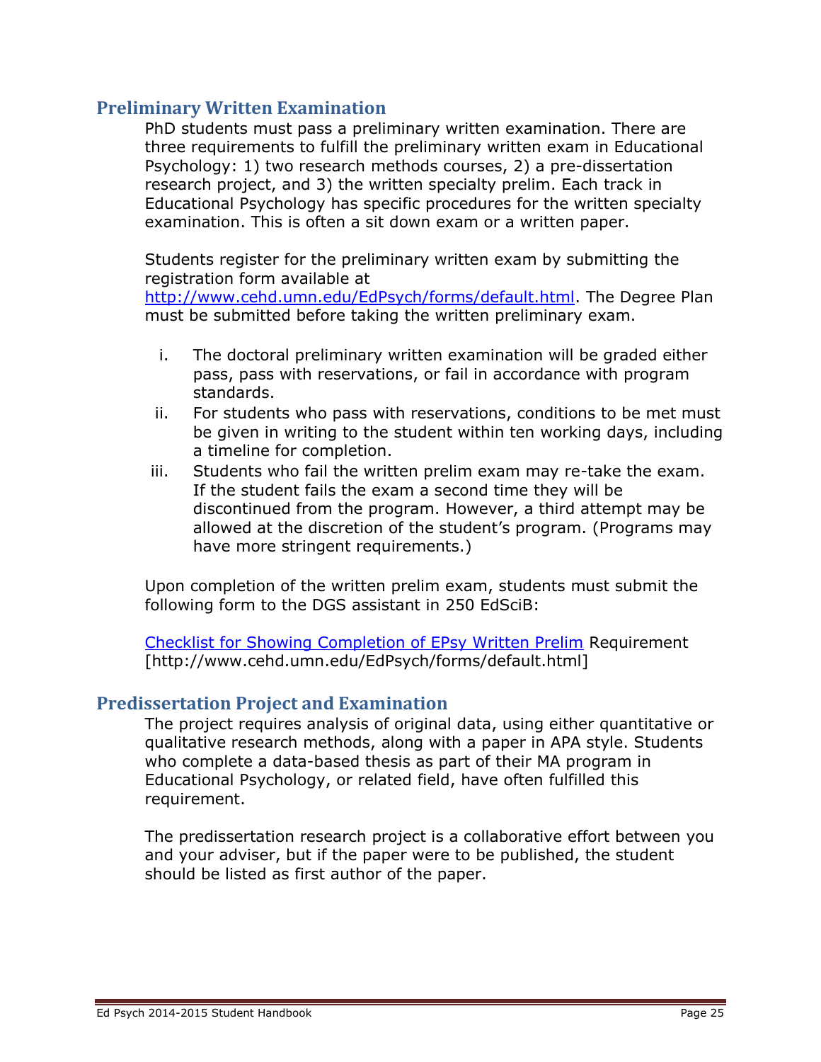## Preliminary Written Examination

PhD students must pass a preliminary written examination. There are three requirements to fulfill the preliminary written exam in Educational Psychology: 1) two research methods courses, 2) a pre-dissertation research project, and 3) the written specialty prelim. Each track in Educational Psychology has specific procedures for the written specialty examination. This is often a sit down exam or a written paper.

Students register for the preliminary written exam by submitting the registration form available at [http://www.cehd.umn.edu/EdPsych/forms/default.html](http://www.cehd.umn.edu/EdPsych/forms/default.html). The Degree Plan must be submitted before taking the written preliminary exam.

i. The doctoral preliminary written examination will be graded either pass, pass with reservations, or fail in accordance with program standards.
ii. For students who pass with reservations, conditions to be met must be given in writing to the student within ten working days, including a timeline for completion.
iii. Students who fail the written prelim exam may re-take the exam. If the student fails the exam a second time they will be discontinued from the program. However, a third attempt may be allowed at the discretion of the student's program. (Programs may have more stringent requirements.)

Upon completion of the written prelim exam, students must submit the following form to the DGS assistant in 250 EdSciB:

[Checklist for Showing Completion of EPsy Written Prelim](http://www.cehd.umn.edu/EdPsych/forms/default.html) Requirement [http://www.cehd.umn.edu/EdPsych/forms/default.html]

## Predissertation Project and Examination

The project requires analysis of original data, using either quantitative or qualitative research methods, along with a paper in APA style. Students who complete a data-based thesis as part of their MA program in Educational Psychology, or related field, have often fulfilled this requirement.

The predissertation research project is a collaborative effort between you and your adviser, but if the paper were to be published, the student should be listed as first author of the paper.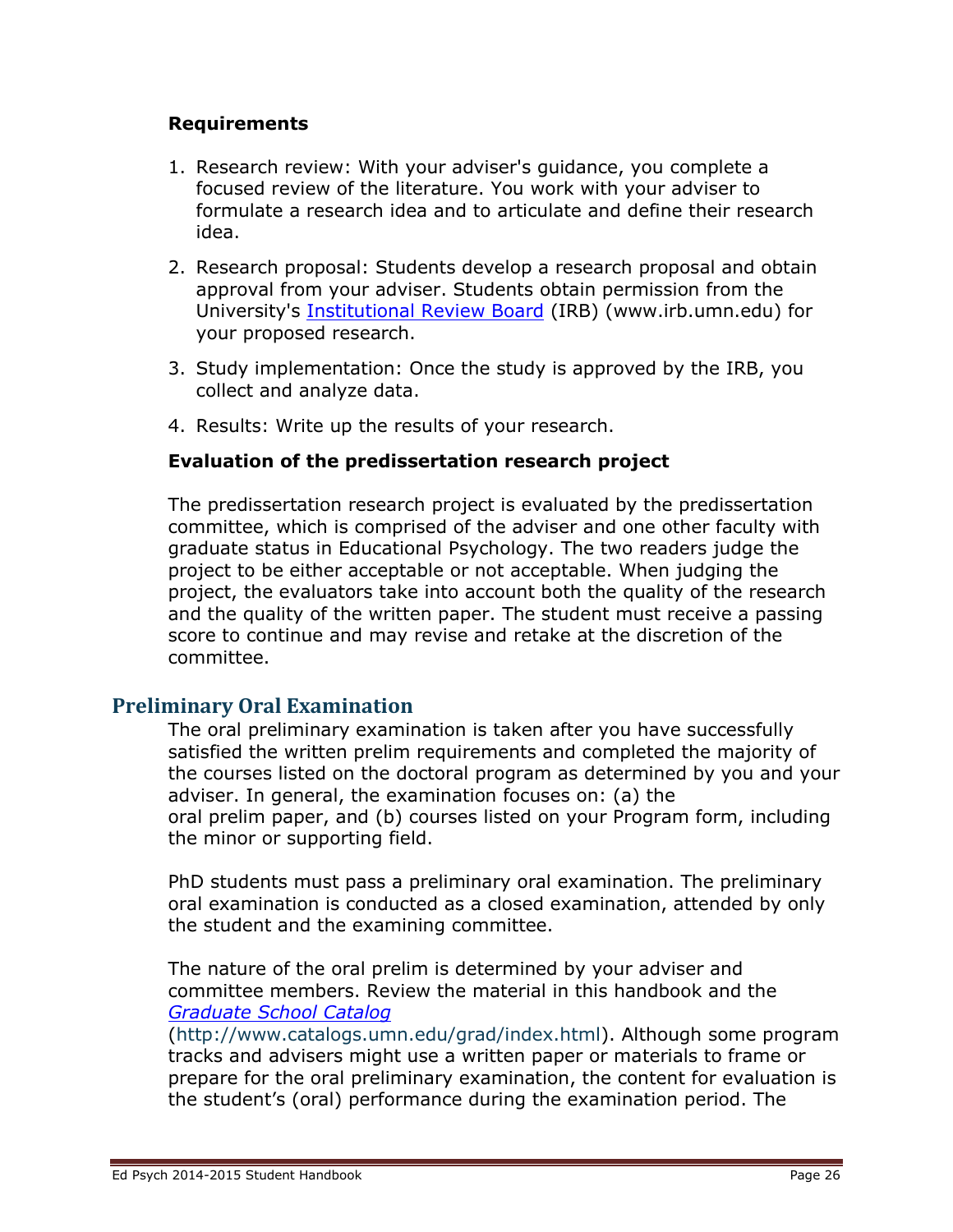**Requirements**

1. Research review: With your adviser's guidance, you complete a focused review of the literature. You work with your adviser to formulate a research idea and to articulate and define their research idea.
2. Research proposal: Students develop a research proposal and obtain approval from your adviser. Students obtain permission from the University's Institutional Review Board (IRB) (www.irb.umn.edu) for your proposed research.
3. Study implementation: Once the study is approved by the IRB, you collect and analyze data.
4. Results: Write up the results of your research.

**Evaluation of the predissertation research project**

The predissertation research project is evaluated by the predissertation committee, which is comprised of the adviser and one other faculty with graduate status in Educational Psychology. The two readers judge the project to be either acceptable or not acceptable. When judging the project, the evaluators take into account both the quality of the research and the quality of the written paper. The student must receive a passing score to continue and may revise and retake at the discretion of the committee.

## Preliminary Oral Examination

The oral preliminary examination is taken after you have successfully satisfied the written prelim requirements and completed the majority of the courses listed on the doctoral program as determined by you and your adviser. In general, the examination focuses on: (a) the oral prelim paper, and (b) courses listed on your Program form, including the minor or supporting field.

PhD students must pass a preliminary oral examination. The preliminary oral examination is conducted as a closed examination, attended by only the student and the examining committee.

The nature of the oral prelim is determined by your adviser and committee members. Review the material in this handbook and the *Graduate School Catalog* (http://www.catalogs.umn.edu/grad/index.html). Although some program tracks and advisers might use a written paper or materials to frame or prepare for the oral preliminary examination, the content for evaluation is the student's (oral) performance during the examination period. The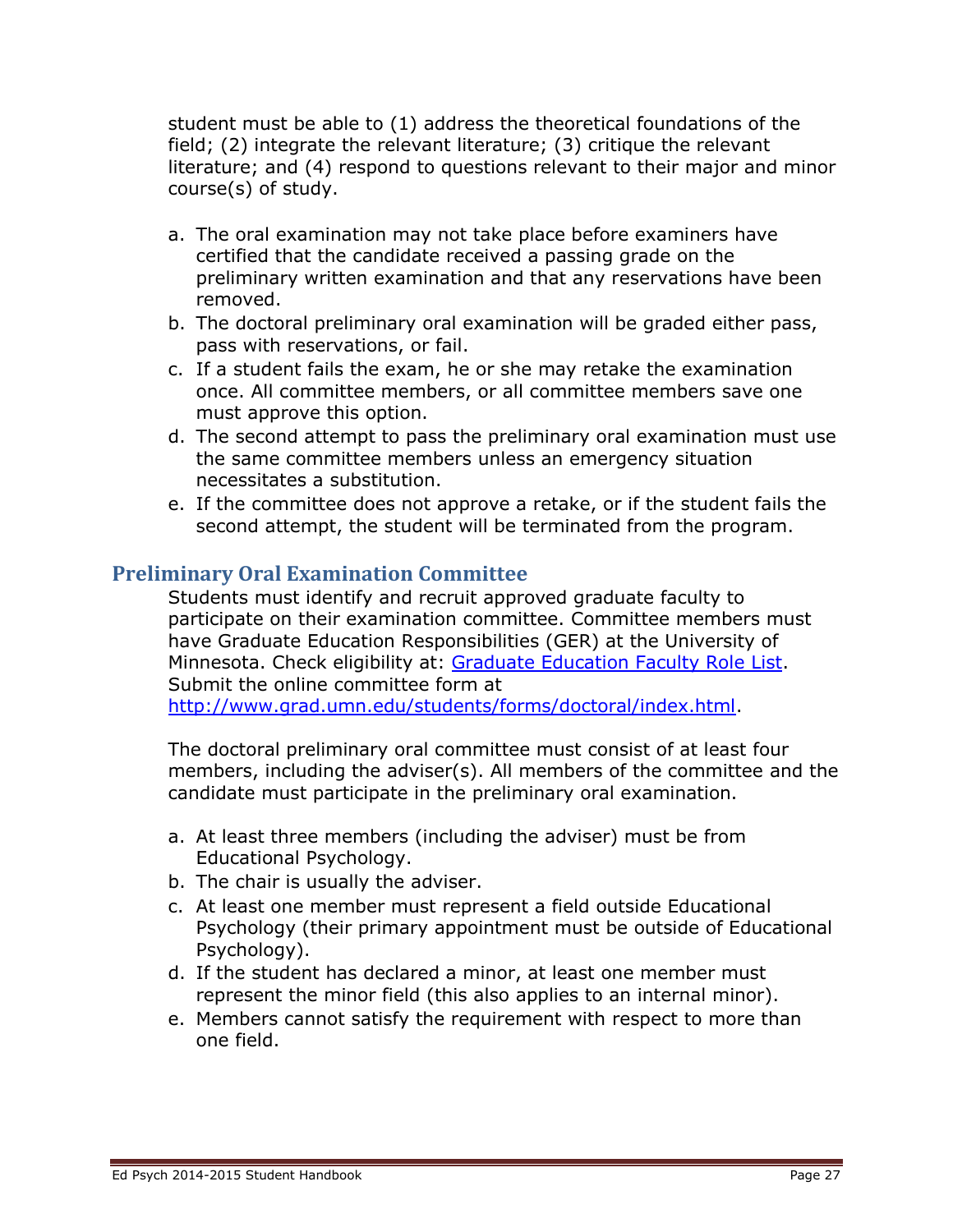student must be able to (1) address the theoretical foundations of the field; (2) integrate the relevant literature; (3) critique the relevant literature; and (4) respond to questions relevant to their major and minor course(s) of study.

a. The oral examination may not take place before examiners have certified that the candidate received a passing grade on the preliminary written examination and that any reservations have been removed.
b. The doctoral preliminary oral examination will be graded either pass, pass with reservations, or fail.
c. If a student fails the exam, he or she may retake the examination once. All committee members, or all committee members save one must approve this option.
d. The second attempt to pass the preliminary oral examination must use the same committee members unless an emergency situation necessitates a substitution.
e. If the committee does not approve a retake, or if the student fails the second attempt, the student will be terminated from the program.

## Preliminary Oral Examination Committee

Students must identify and recruit approved graduate faculty to participate on their examination committee. Committee members must have Graduate Education Responsibilities (GER) at the University of Minnesota. Check eligibility at: [Graduate Education Faculty Role List](). Submit the online committee form at [http://www.grad.umn.edu/students/forms/doctoral/index.html](http://www.grad.umn.edu/students/forms/doctoral/index.html).

The doctoral preliminary oral committee must consist of at least four members, including the adviser(s). All members of the committee and the candidate must participate in the preliminary oral examination.

a. At least three members (including the adviser) must be from Educational Psychology.
b. The chair is usually the adviser.
c. At least one member must represent a field outside Educational Psychology (their primary appointment must be outside of Educational Psychology).
d. If the student has declared a minor, at least one member must represent the minor field (this also applies to an internal minor).
e. Members cannot satisfy the requirement with respect to more than one field.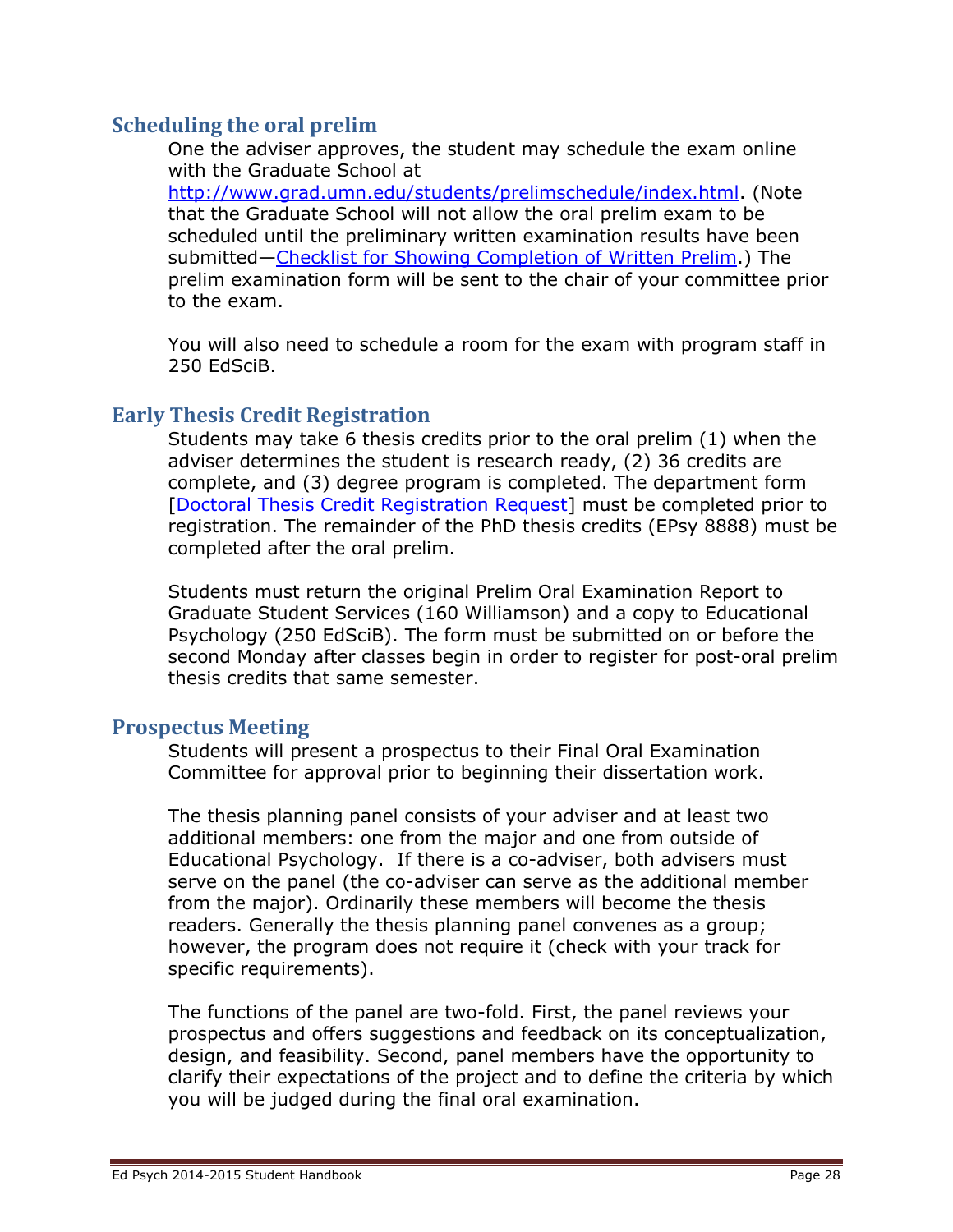## Scheduling the oral prelim

One the adviser approves, the student may schedule the exam online with the Graduate School at [http://www.grad.umn.edu/students/prelimschedule/index.html](http://www.grad.umn.edu/students/prelimschedule/index.html). (Note that the Graduate School will not allow the oral prelim exam to be scheduled until the preliminary written examination results have been submitted—[Checklist for Showing Completion of Written Prelim](#).) The prelim examination form will be sent to the chair of your committee prior to the exam.

You will also need to schedule a room for the exam with program staff in 250 EdSciB.

## Early Thesis Credit Registration

Students may take 6 thesis credits prior to the oral prelim (1) when the adviser determines the student is research ready, (2) 36 credits are complete, and (3) degree program is completed. The department form [[Doctoral Thesis Credit Registration Request](#)] must be completed prior to registration. The remainder of the PhD thesis credits (EPsy 8888) must be completed after the oral prelim.

Students must return the original Prelim Oral Examination Report to Graduate Student Services (160 Williamson) and a copy to Educational Psychology (250 EdSciB). The form must be submitted on or before the second Monday after classes begin in order to register for post-oral prelim thesis credits that same semester.

## Prospectus Meeting

Students will present a prospectus to their Final Oral Examination Committee for approval prior to beginning their dissertation work.

The thesis planning panel consists of your adviser and at least two additional members: one from the major and one from outside of Educational Psychology. If there is a co-adviser, both advisers must serve on the panel (the co-adviser can serve as the additional member from the major). Ordinarily these members will become the thesis readers. Generally the thesis planning panel convenes as a group; however, the program does not require it (check with your track for specific requirements).

The functions of the panel are two-fold. First, the panel reviews your prospectus and offers suggestions and feedback on its conceptualization, design, and feasibility. Second, panel members have the opportunity to clarify their expectations of the project and to define the criteria by which you will be judged during the final oral examination.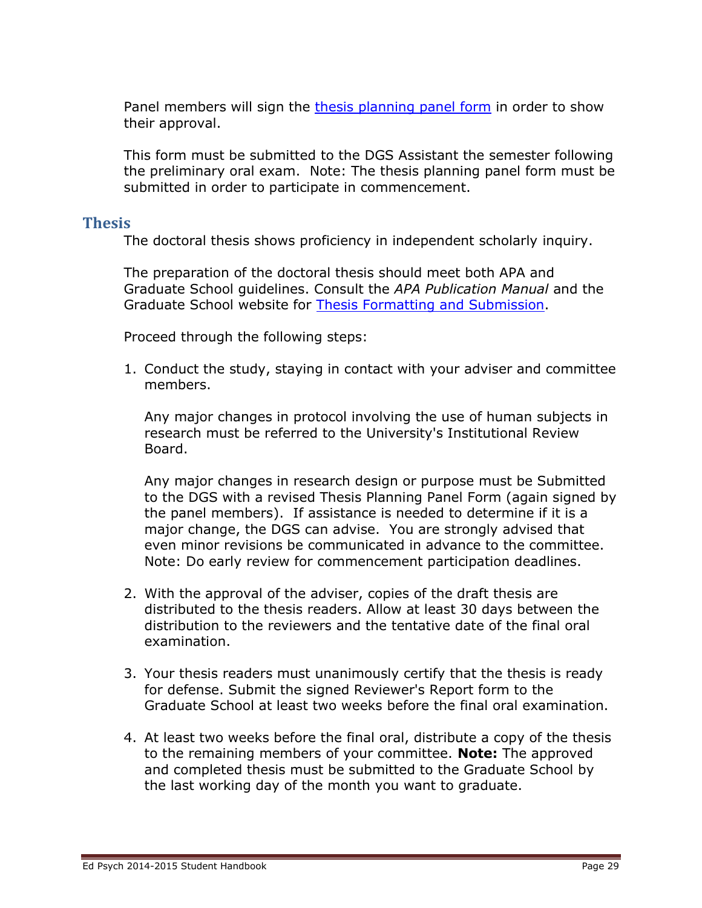Panel members will sign the [thesis planning panel form](#) in order to show their approval.

This form must be submitted to the DGS Assistant the semester following the preliminary oral exam. Note: The thesis planning panel form must be submitted in order to participate in commencement.

## Thesis

The doctoral thesis shows proficiency in independent scholarly inquiry.

The preparation of the doctoral thesis should meet both APA and Graduate School guidelines. Consult the *APA Publication Manual* and the Graduate School website for [Thesis Formatting and Submission](#).

Proceed through the following steps:

1. Conduct the study, staying in contact with your adviser and committee members.

   Any major changes in protocol involving the use of human subjects in research must be referred to the University's Institutional Review Board.

   Any major changes in research design or purpose must be Submitted to the DGS with a revised Thesis Planning Panel Form (again signed by the panel members). If assistance is needed to determine if it is a major change, the DGS can advise. You are strongly advised that even minor revisions be communicated in advance to the committee. Note: Do early review for commencement participation deadlines.

2. With the approval of the adviser, copies of the draft thesis are distributed to the thesis readers. Allow at least 30 days between the distribution to the reviewers and the tentative date of the final oral examination.

3. Your thesis readers must unanimously certify that the thesis is ready for defense. Submit the signed Reviewer's Report form to the Graduate School at least two weeks before the final oral examination.

4. At least two weeks before the final oral, distribute a copy of the thesis to the remaining members of your committee. **Note:** The approved and completed thesis must be submitted to the Graduate School by the last working day of the month you want to graduate.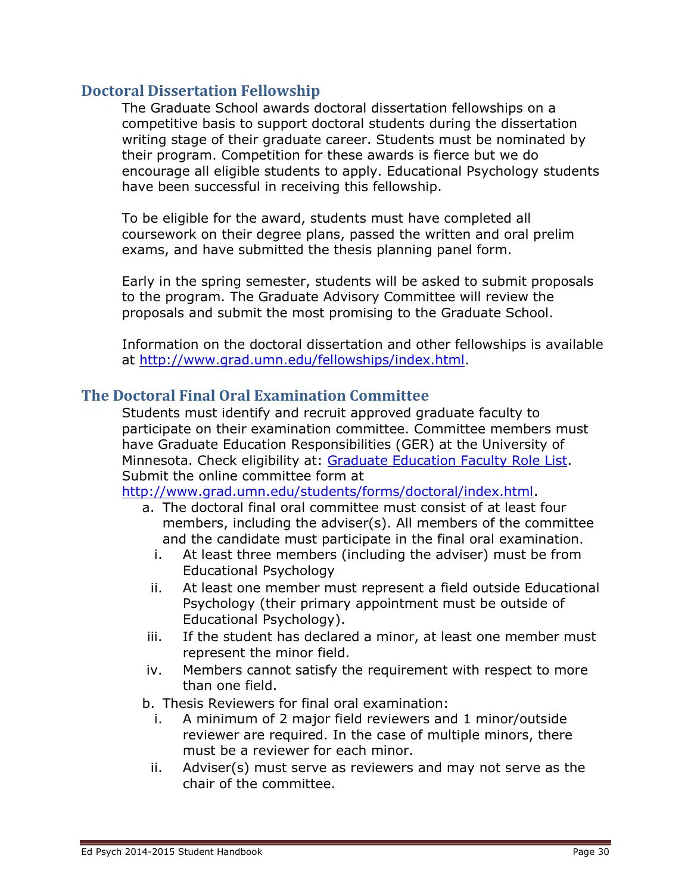## Doctoral Dissertation Fellowship

The Graduate School awards doctoral dissertation fellowships on a competitive basis to support doctoral students during the dissertation writing stage of their graduate career. Students must be nominated by their program. Competition for these awards is fierce but we do encourage all eligible students to apply. Educational Psychology students have been successful in receiving this fellowship.

To be eligible for the award, students must have completed all coursework on their degree plans, passed the written and oral prelim exams, and have submitted the thesis planning panel form.

Early in the spring semester, students will be asked to submit proposals to the program. The Graduate Advisory Committee will review the proposals and submit the most promising to the Graduate School.

Information on the doctoral dissertation and other fellowships is available at http://www.grad.umn.edu/fellowships/index.html.

## The Doctoral Final Oral Examination Committee

Students must identify and recruit approved graduate faculty to participate on their examination committee. Committee members must have Graduate Education Responsibilities (GER) at the University of Minnesota. Check eligibility at: Graduate Education Faculty Role List. Submit the online committee form at http://www.grad.umn.edu/students/forms/doctoral/index.html.

a. The doctoral final oral committee must consist of at least four members, including the adviser(s). All members of the committee and the candidate must participate in the final oral examination.
   i. At least three members (including the adviser) must be from Educational Psychology
   ii. At least one member must represent a field outside Educational Psychology (their primary appointment must be outside of Educational Psychology).
   iii. If the student has declared a minor, at least one member must represent the minor field.
   iv. Members cannot satisfy the requirement with respect to more than one field.
b. Thesis Reviewers for final oral examination:
   i. A minimum of 2 major field reviewers and 1 minor/outside reviewer are required. In the case of multiple minors, there must be a reviewer for each minor.
   ii. Adviser(s) must serve as reviewers and may not serve as the chair of the committee.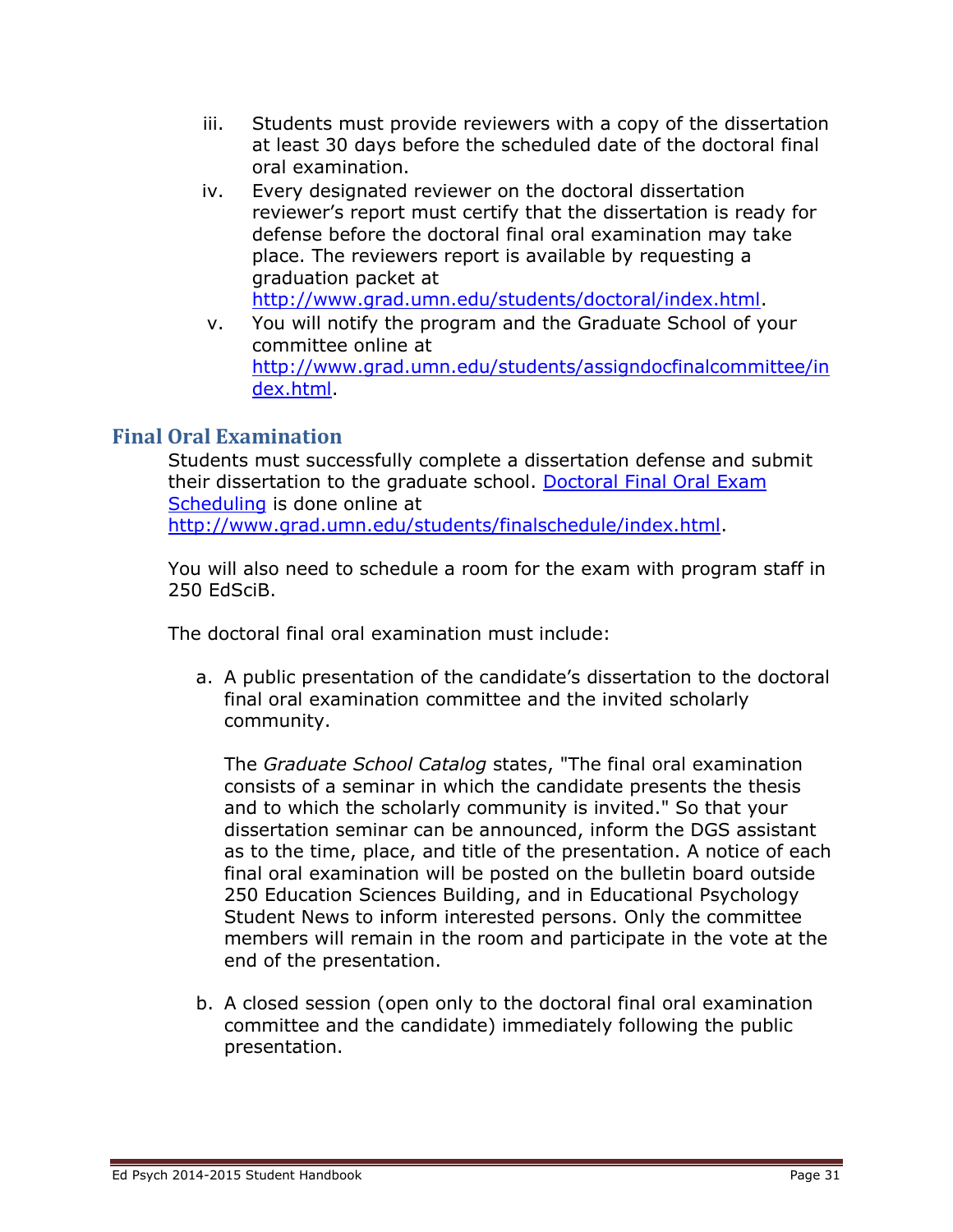iii. Students must provide reviewers with a copy of the dissertation at least 30 days before the scheduled date of the doctoral final oral examination.

iv. Every designated reviewer on the doctoral dissertation reviewer's report must certify that the dissertation is ready for defense before the doctoral final oral examination may take place. The reviewers report is available by requesting a graduation packet at [http://www.grad.umn.edu/students/doctoral/index.html](http://www.grad.umn.edu/students/doctoral/index.html).

v. You will notify the program and the Graduate School of your committee online at [http://www.grad.umn.edu/students/assigndocfinalcommittee/index.html](http://www.grad.umn.edu/students/assigndocfinalcommittee/index.html).

## Final Oral Examination

Students must successfully complete a dissertation defense and submit their dissertation to the graduate school. Doctoral Final Oral Exam Scheduling is done online at [http://www.grad.umn.edu/students/finalschedule/index.html](http://www.grad.umn.edu/students/finalschedule/index.html).

You will also need to schedule a room for the exam with program staff in 250 EdSciB.

The doctoral final oral examination must include:

a. A public presentation of the candidate's dissertation to the doctoral final oral examination committee and the invited scholarly community.

   The *Graduate School Catalog* states, "The final oral examination consists of a seminar in which the candidate presents the thesis and to which the scholarly community is invited." So that your dissertation seminar can be announced, inform the DGS assistant as to the time, place, and title of the presentation. A notice of each final oral examination will be posted on the bulletin board outside 250 Education Sciences Building, and in Educational Psychology Student News to inform interested persons. Only the committee members will remain in the room and participate in the vote at the end of the presentation.

b. A closed session (open only to the doctoral final oral examination committee and the candidate) immediately following the public presentation.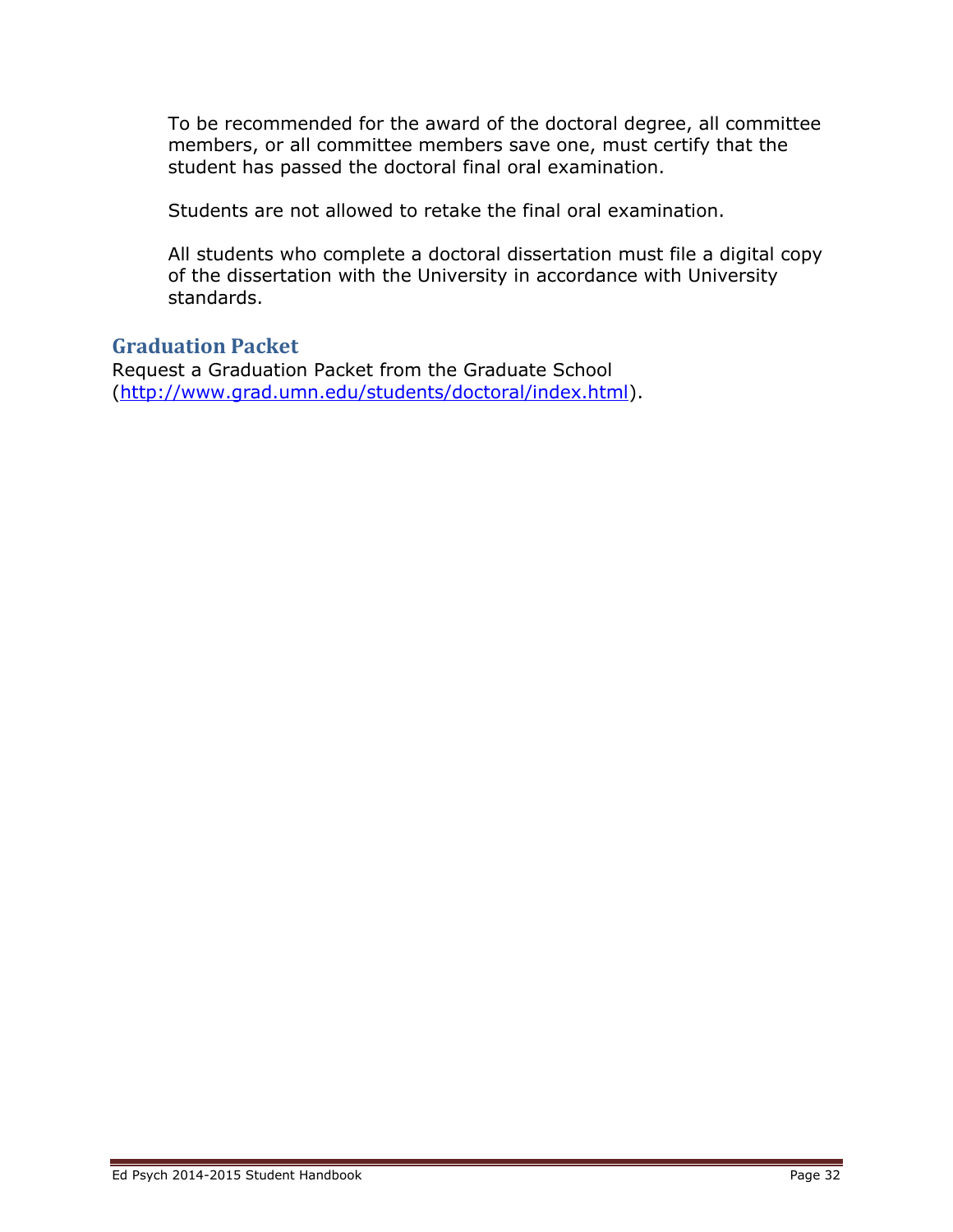To be recommended for the award of the doctoral degree, all committee members, or all committee members save one, must certify that the student has passed the doctoral final oral examination.

Students are not allowed to retake the final oral examination.

All students who complete a doctoral dissertation must file a digital copy of the dissertation with the University in accordance with University standards.

## Graduation Packet

Request a Graduation Packet from the Graduate School (http://www.grad.umn.edu/students/doctoral/index.html).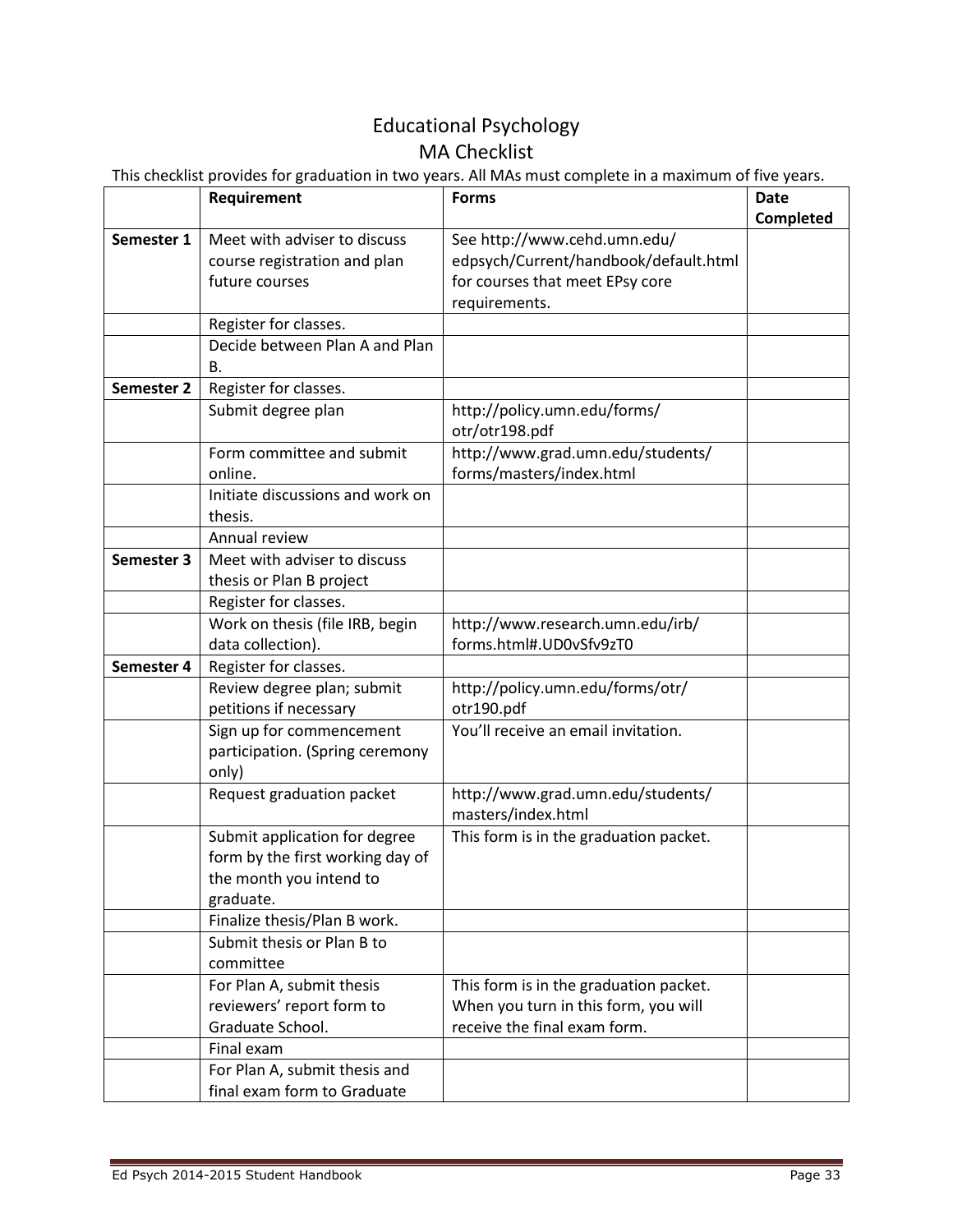# Educational Psychology
## MA Checklist

This checklist provides for graduation in two years. All MAs must complete in a maximum of five years.

| | Requirement | Forms | Date Completed |
|---|---|---|---|
| **Semester 1** | Meet with adviser to discuss course registration and plan future courses | See http://www.cehd.umn.edu/edpsych/Current/handbook/default.html for courses that meet EPsy core requirements. | |
| | Register for classes. | | |
| | Decide between Plan A and Plan B. | | |
| **Semester 2** | Register for classes. | | |
| | Submit degree plan | http://policy.umn.edu/forms/otr/otr198.pdf | |
| | Form committee and submit online. | http://www.grad.umn.edu/students/forms/masters/index.html | |
| | Initiate discussions and work on thesis. | | |
| | Annual review | | |
| **Semester 3** | Meet with adviser to discuss thesis or Plan B project | | |
| | Register for classes. | | |
| | Work on thesis (file IRB, begin data collection). | http://www.research.umn.edu/irb/forms.html#.UD0vSfv9zT0 | |
| **Semester 4** | Register for classes. | | |
| | Review degree plan; submit petitions if necessary | http://policy.umn.edu/forms/otr/otr190.pdf | |
| | Sign up for commencement participation. (Spring ceremony only) | You'll receive an email invitation. | |
| | Request graduation packet | http://www.grad.umn.edu/students/masters/index.html | |
| | Submit application for degree form by the first working day of the month you intend to graduate. | This form is in the graduation packet. | |
| | Finalize thesis/Plan B work. | | |
| | Submit thesis or Plan B to committee | | |
| | For Plan A, submit thesis reviewers' report form to Graduate School. | This form is in the graduation packet. When you turn in this form, you will receive the final exam form. | |
| | Final exam | | |
| | For Plan A, submit thesis and final exam form to Graduate | | |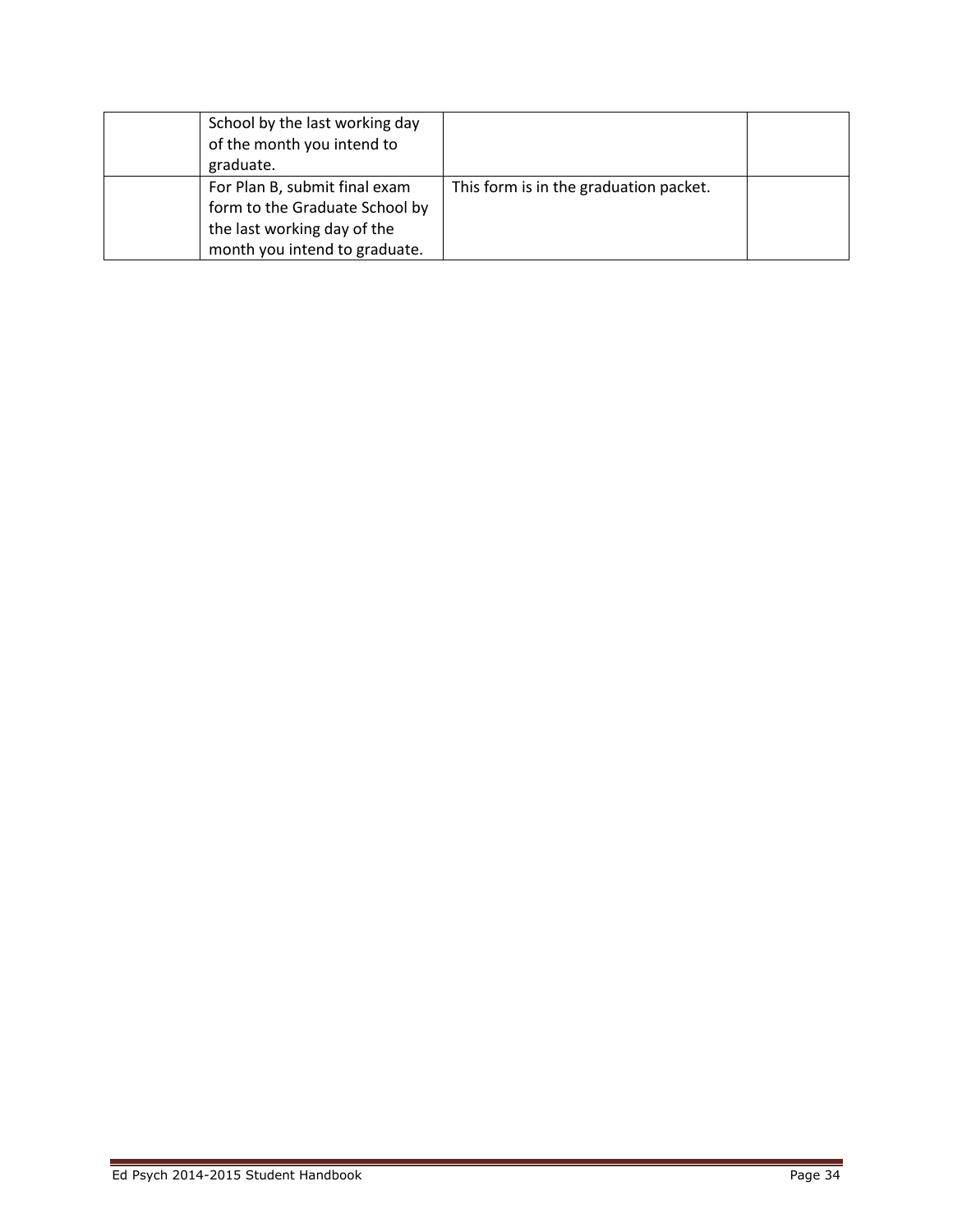| | | | |
|---|---|---|---|
| | School by the last working day of the month you intend to graduate. | | |
| | For Plan B, submit final exam form to the Graduate School by the last working day of the month you intend to graduate. | This form is in the graduation packet. | |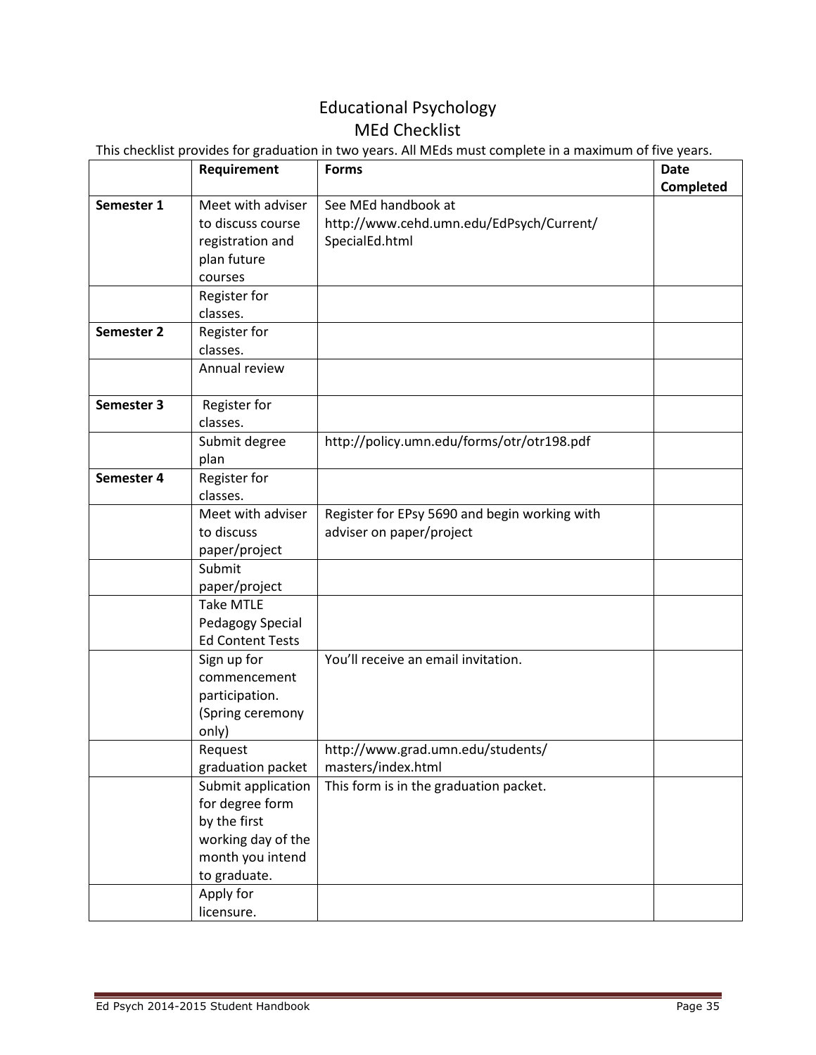# Educational Psychology
## MEd Checklist

This checklist provides for graduation in two years. All MEds must complete in a maximum of five years.

| | Requirement | Forms | Date Completed |
|---|---|---|---|
| **Semester 1** | Meet with adviser to discuss course registration and plan future courses | See MEd handbook at http://www.cehd.umn.edu/EdPsych/Current/SpecialEd.html | |
| | Register for classes. | | |
| **Semester 2** | Register for classes. | | |
| | Annual review | | |
| **Semester 3** | Register for classes. | | |
| | Submit degree plan | http://policy.umn.edu/forms/otr/otr198.pdf | |
| **Semester 4** | Register for classes. | | |
| | Meet with adviser to discuss paper/project | Register for EPsy 5690 and begin working with adviser on paper/project | |
| | Submit paper/project | | |
| | Take MTLE Pedagogy Special Ed Content Tests | | |
| | Sign up for commencement participation. (Spring ceremony only) | You'll receive an email invitation. | |
| | Request graduation packet | http://www.grad.umn.edu/students/masters/index.html | |
| | Submit application for degree form by the first working day of the month you intend to graduate. | This form is in the graduation packet. | |
| | Apply for licensure. | | |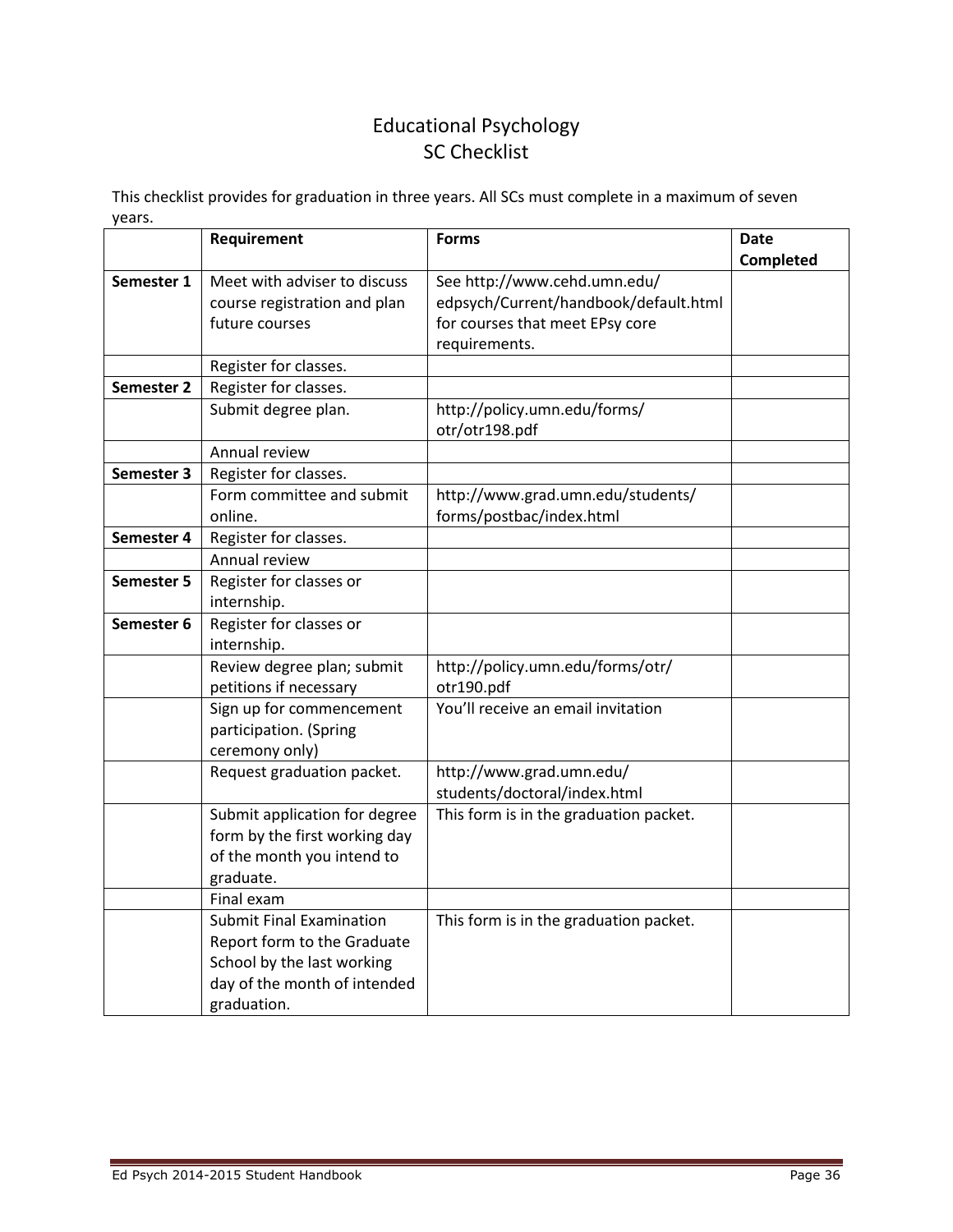# Educational Psychology
## SC Checklist

This checklist provides for graduation in three years. All SCs must complete in a maximum of seven years.

| | Requirement | Forms | Date Completed |
|---|---|---|---|
| **Semester 1** | Meet with adviser to discuss course registration and plan future courses | See http://www.cehd.umn.edu/edpsych/Current/handbook/default.html for courses that meet EPsy core requirements. | |
| | Register for classes. | | |
| **Semester 2** | Register for classes. | | |
| | Submit degree plan. | http://policy.umn.edu/forms/otr/otr198.pdf | |
| | Annual review | | |
| **Semester 3** | Register for classes. | | |
| | Form committee and submit online. | http://www.grad.umn.edu/students/forms/postbac/index.html | |
| **Semester 4** | Register for classes. | | |
| | Annual review | | |
| **Semester 5** | Register for classes or internship. | | |
| **Semester 6** | Register for classes or internship. | | |
| | Review degree plan; submit petitions if necessary | http://policy.umn.edu/forms/otr/otr190.pdf | |
| | Sign up for commencement participation. (Spring ceremony only) | You'll receive an email invitation | |
| | Request graduation packet. | http://www.grad.umn.edu/students/doctoral/index.html | |
| | Submit application for degree form by the first working day of the month you intend to graduate. | This form is in the graduation packet. | |
| | Final exam | | |
| | Submit Final Examination Report form to the Graduate School by the last working day of the month of intended graduation. | This form is in the graduation packet. | |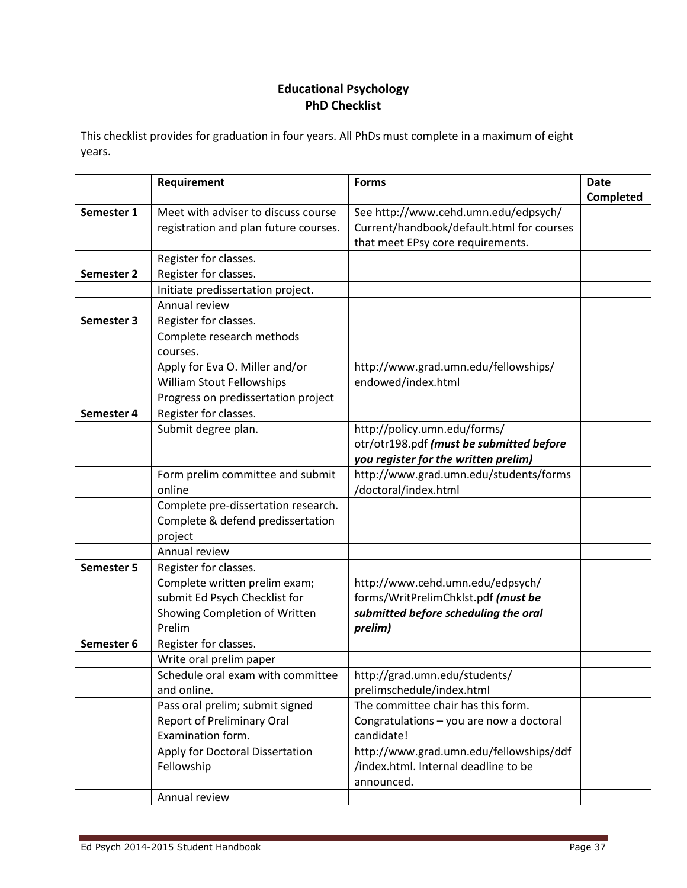## Educational Psychology
## PhD Checklist

This checklist provides for graduation in four years. All PhDs must complete in a maximum of eight years.

| | Requirement | Forms | Date Completed |
|---|---|---|---|
| **Semester 1** | Meet with adviser to discuss course registration and plan future courses. | See http://www.cehd.umn.edu/edpsych/Current/handbook/default.html for courses that meet EPsy core requirements. | |
| | Register for classes. | | |
| **Semester 2** | Register for classes. | | |
| | Initiate predissertation project. | | |
| | Annual review | | |
| **Semester 3** | Register for classes. | | |
| | Complete research methods courses. | | |
| | Apply for Eva O. Miller and/or William Stout Fellowships | http://www.grad.umn.edu/fellowships/endowed/index.html | |
| | Progress on predissertation project | | |
| **Semester 4** | Register for classes. | | |
| | Submit degree plan. | http://policy.umn.edu/forms/otr/otr198.pdf ***(must be submitted before you register for the written prelim)*** | |
| | Form prelim committee and submit online | http://www.grad.umn.edu/students/forms/doctoral/index.html | |
| | Complete pre-dissertation research. | | |
| | Complete & defend predissertation project | | |
| | Annual review | | |
| **Semester 5** | Register for classes. | | |
| | Complete written prelim exam; submit Ed Psych Checklist for Showing Completion of Written Prelim | http://www.cehd.umn.edu/edpsych/forms/WritPrelimChklst.pdf ***(must be submitted before scheduling the oral prelim)*** | |
| **Semester 6** | Register for classes. | | |
| | Write oral prelim paper | | |
| | Schedule oral exam with committee and online. | http://grad.umn.edu/students/prelimschedule/index.html | |
| | Pass oral prelim; submit signed Report of Preliminary Oral Examination form. | The committee chair has this form. Congratulations – you are now a doctoral candidate! | |
| | Apply for Doctoral Dissertation Fellowship | http://www.grad.umn.edu/fellowships/ddf/index.html. Internal deadline to be announced. | |
| | Annual review | | |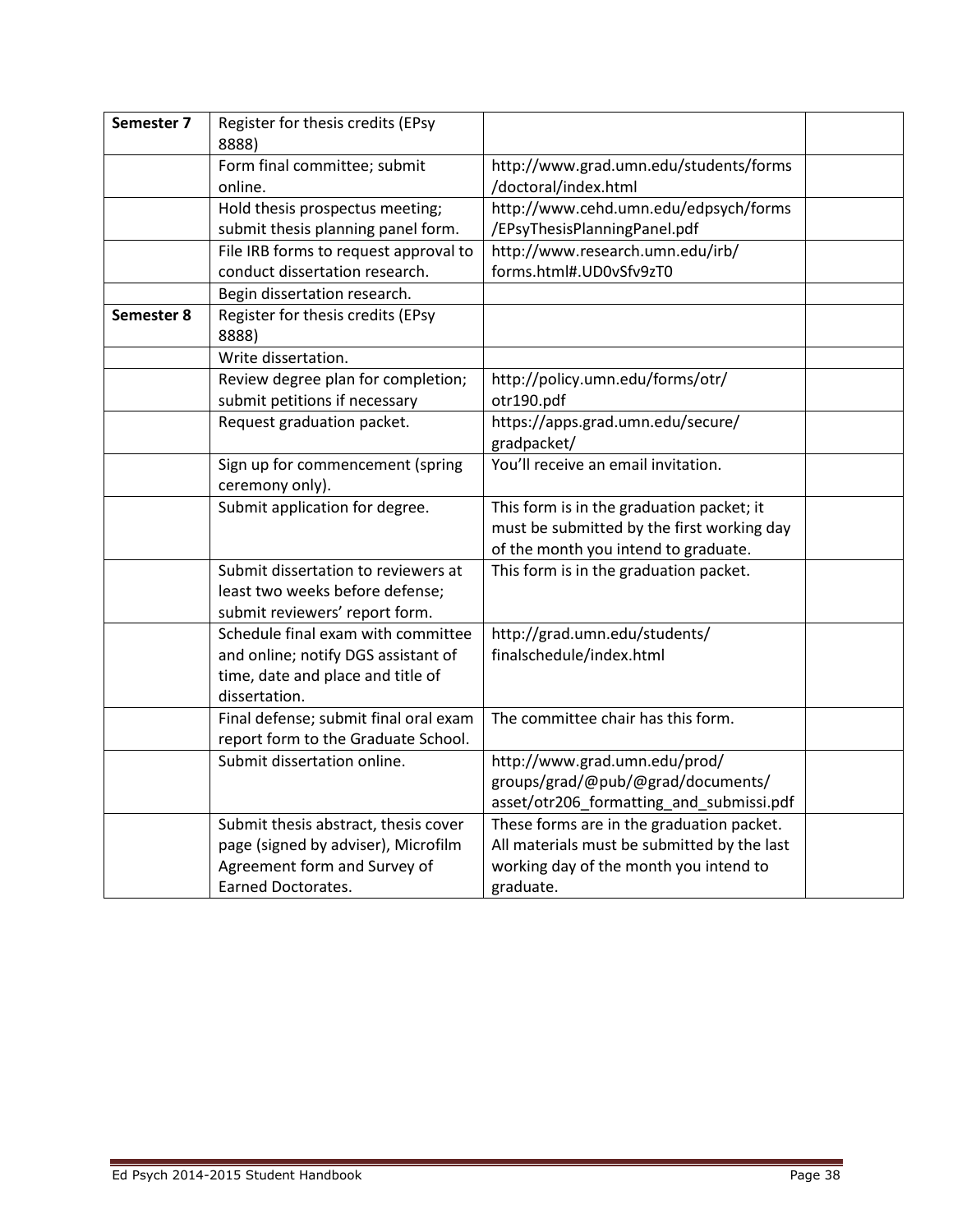| | | | |
|---|---|---|---|
| **Semester 7** | Register for thesis credits (EPsy 8888) | | |
| | Form final committee; submit online. | http://www.grad.umn.edu/students/forms/doctoral/index.html | |
| | Hold thesis prospectus meeting; submit thesis planning panel form. | http://www.cehd.umn.edu/edpsych/forms/EPsyThesisPlanningPanel.pdf | |
| | File IRB forms to request approval to conduct dissertation research. | http://www.research.umn.edu/irb/forms.html#.UD0vSfv9zT0 | |
| | Begin dissertation research. | | |
| **Semester 8** | Register for thesis credits (EPsy 8888) | | |
| | Write dissertation. | | |
| | Review degree plan for completion; submit petitions if necessary | http://policy.umn.edu/forms/otr/otr190.pdf | |
| | Request graduation packet. | https://apps.grad.umn.edu/secure/gradpacket/ | |
| | Sign up for commencement (spring ceremony only). | You'll receive an email invitation. | |
| | Submit application for degree. | This form is in the graduation packet; it must be submitted by the first working day of the month you intend to graduate. | |
| | Submit dissertation to reviewers at least two weeks before defense; submit reviewers' report form. | This form is in the graduation packet. | |
| | Schedule final exam with committee and online; notify DGS assistant of time, date and place and title of dissertation. | http://grad.umn.edu/students/finalschedule/index.html | |
| | Final defense; submit final oral exam report form to the Graduate School. | The committee chair has this form. | |
| | Submit dissertation online. | http://www.grad.umn.edu/prod/groups/grad/@pub/@grad/documents/asset/otr206_formatting_and_submissi.pdf | |
| | Submit thesis abstract, thesis cover page (signed by adviser), Microfilm Agreement form and Survey of Earned Doctorates. | These forms are in the graduation packet. All materials must be submitted by the last working day of the month you intend to graduate. | |